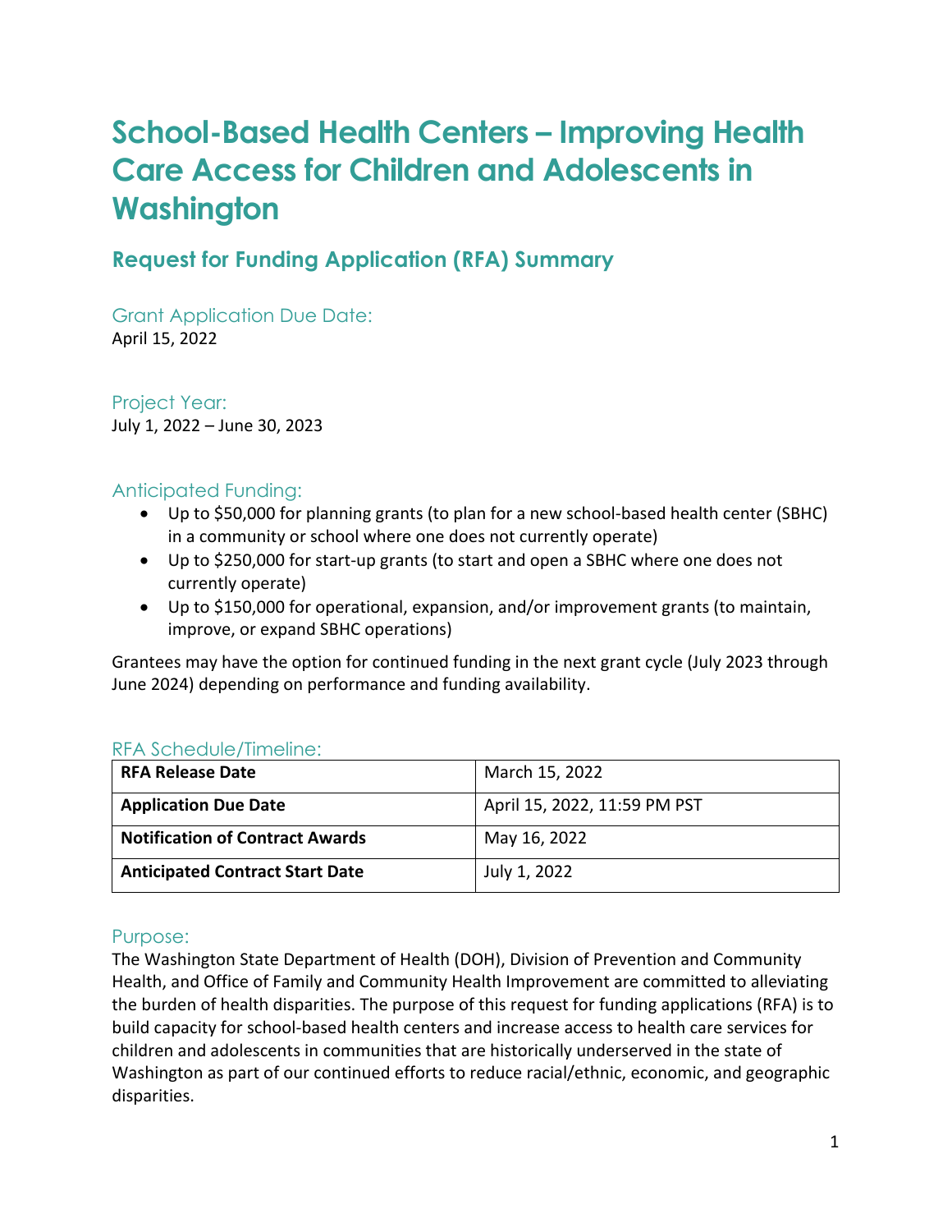# School-Based Health Centers – Improving Health Care Access for Children and Adolescents in Washington

## Request for Funding Application (RFA) Summary

### Grant Application Due Date:

April 15, 2022

### Project Year:

July 1, 2022 – June 30, 2023

### Anticipated Funding:

- Up to $50,000 for planning grants (to plan for a new school-based health center (SBHC) in a community or school where one does not currently operate)
- Up to $250,000 for start-up grants (to start and open a SBHC where one does not currently operate)
- Up to $150,000 for operational, expansion, and/or improvement grants (to maintain, improve, or expand SBHC operations)

Grantees may have the option for continued funding in the next grant cycle (July 2023 through June 2024) depending on performance and funding availability.

### RFA Schedule/Timeline:

| | |
|---|---|
| **RFA Release Date** | March 15, 2022 |
| **Application Due Date** | April 15, 2022, 11:59 PM PST |
| **Notification of Contract Awards** | May 16, 2022 |
| **Anticipated Contract Start Date** | July 1, 2022 |

### Purpose:

The Washington State Department of Health (DOH), Division of Prevention and Community Health, and Office of Family and Community Health Improvement are committed to alleviating the burden of health disparities. The purpose of this request for funding applications (RFA) is to build capacity for school-based health centers and increase access to health care services for children and adolescents in communities that are historically underserved in the state of Washington as part of our continued efforts to reduce racial/ethnic, economic, and geographic disparities.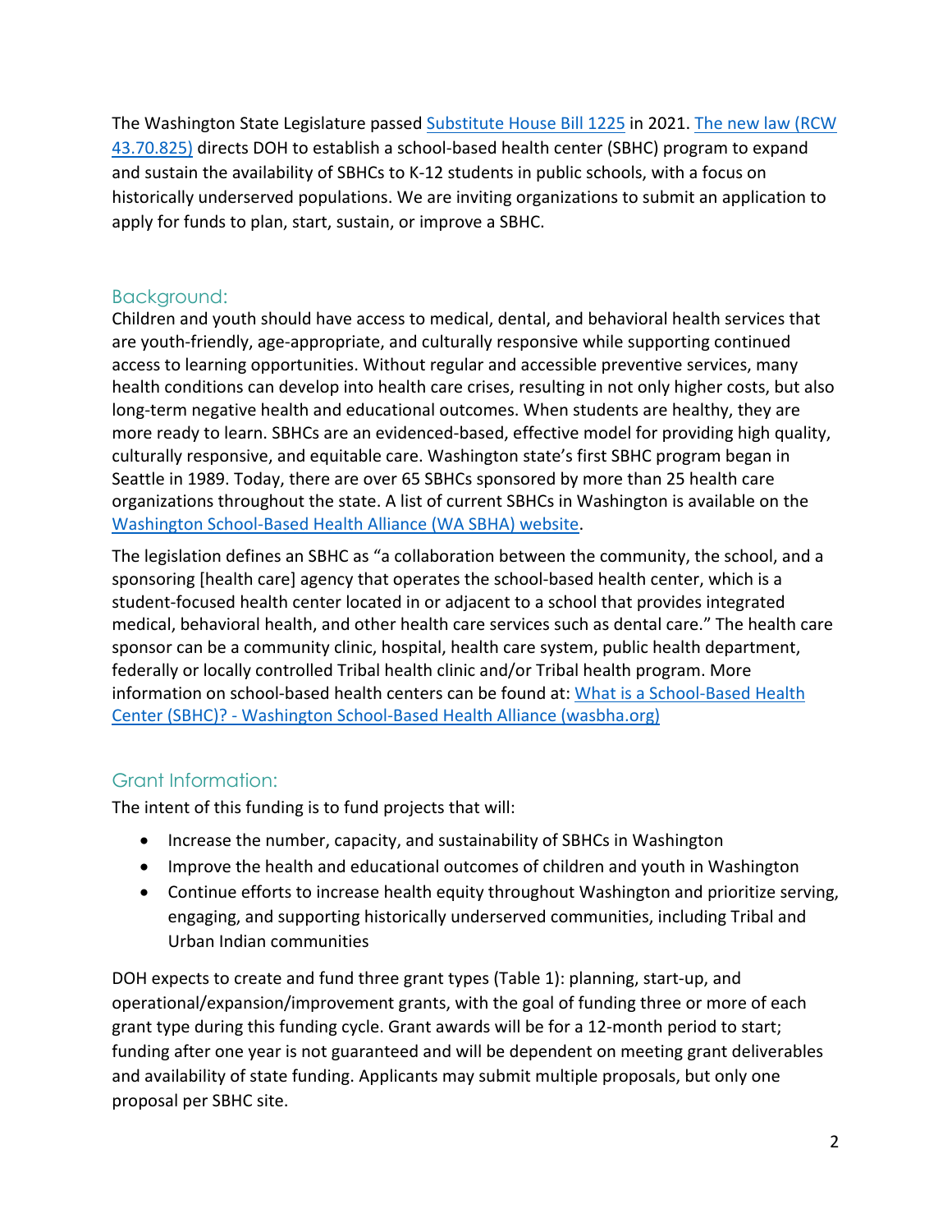The Washington State Legislature passed [Substitute House Bill 1225](#) in 2021. [The new law (RCW 43.70.825)](#) directs DOH to establish a school-based health center (SBHC) program to expand and sustain the availability of SBHCs to K-12 students in public schools, with a focus on historically underserved populations. We are inviting organizations to submit an application to apply for funds to plan, start, sustain, or improve a SBHC.

## Background:

Children and youth should have access to medical, dental, and behavioral health services that are youth-friendly, age-appropriate, and culturally responsive while supporting continued access to learning opportunities. Without regular and accessible preventive services, many health conditions can develop into health care crises, resulting in not only higher costs, but also long-term negative health and educational outcomes. When students are healthy, they are more ready to learn. SBHCs are an evidenced-based, effective model for providing high quality, culturally responsive, and equitable care. Washington state's first SBHC program began in Seattle in 1989. Today, there are over 65 SBHCs sponsored by more than 25 health care organizations throughout the state. A list of current SBHCs in Washington is available on the [Washington School-Based Health Alliance (WA SBHA) website](#).

The legislation defines an SBHC as "a collaboration between the community, the school, and a sponsoring [health care] agency that operates the school-based health center, which is a student-focused health center located in or adjacent to a school that provides integrated medical, behavioral health, and other health care services such as dental care." The health care sponsor can be a community clinic, hospital, health care system, public health department, federally or locally controlled Tribal health clinic and/or Tribal health program. More information on school-based health centers can be found at: [What is a School-Based Health Center (SBHC)? - Washington School-Based Health Alliance (wasbha.org)](#)

## Grant Information:

The intent of this funding is to fund projects that will:

- Increase the number, capacity, and sustainability of SBHCs in Washington
- Improve the health and educational outcomes of children and youth in Washington
- Continue efforts to increase health equity throughout Washington and prioritize serving, engaging, and supporting historically underserved communities, including Tribal and Urban Indian communities

DOH expects to create and fund three grant types (Table 1): planning, start-up, and operational/expansion/improvement grants, with the goal of funding three or more of each grant type during this funding cycle. Grant awards will be for a 12-month period to start; funding after one year is not guaranteed and will be dependent on meeting grant deliverables and availability of state funding. Applicants may submit multiple proposals, but only one proposal per SBHC site.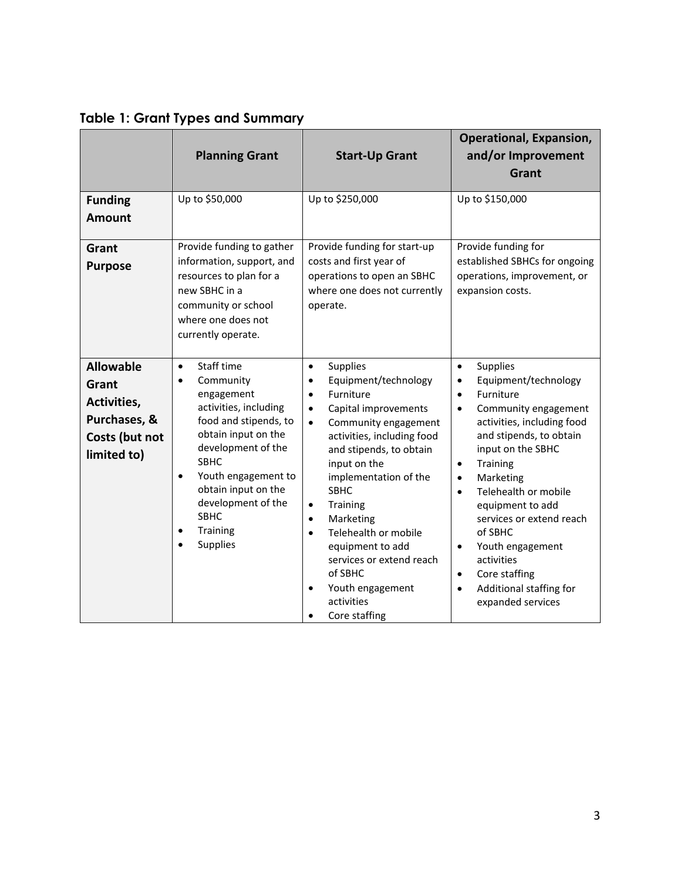### Table 1: Grant Types and Summary

| | Planning Grant | Start-Up Grant | Operational, Expansion, and/or Improvement Grant |
|---|---|---|---|
| **Funding Amount** | Up to $50,000 | Up to $250,000 | Up to $150,000 |
| **Grant Purpose** | Provide funding to gather information, support, and resources to plan for a new SBHC in a community or school where one does not currently operate. | Provide funding for start-up costs and first year of operations to open an SBHC where one does not currently operate. | Provide funding for established SBHCs for ongoing operations, improvement, or expansion costs. |
| **Allowable Grant Activities, Purchases, & Costs (but not limited to)** | • Staff time<br>• Community engagement activities, including food and stipends, to obtain input on the development of the SBHC<br>• Youth engagement to obtain input on the development of the SBHC<br>• Training<br>• Supplies | • Supplies<br>• Equipment/technology<br>• Furniture<br>• Capital improvements<br>• Community engagement activities, including food and stipends, to obtain input on the implementation of the SBHC<br>• Training<br>• Marketing<br>• Telehealth or mobile equipment to add services or extend reach of SBHC<br>• Youth engagement activities<br>• Core staffing | • Supplies<br>• Equipment/technology<br>• Furniture<br>• Community engagement activities, including food and stipends, to obtain input on the SBHC<br>• Training<br>• Marketing<br>• Telehealth or mobile equipment to add services or extend reach of SBHC<br>• Youth engagement activities<br>• Core staffing<br>• Additional staffing for expanded services |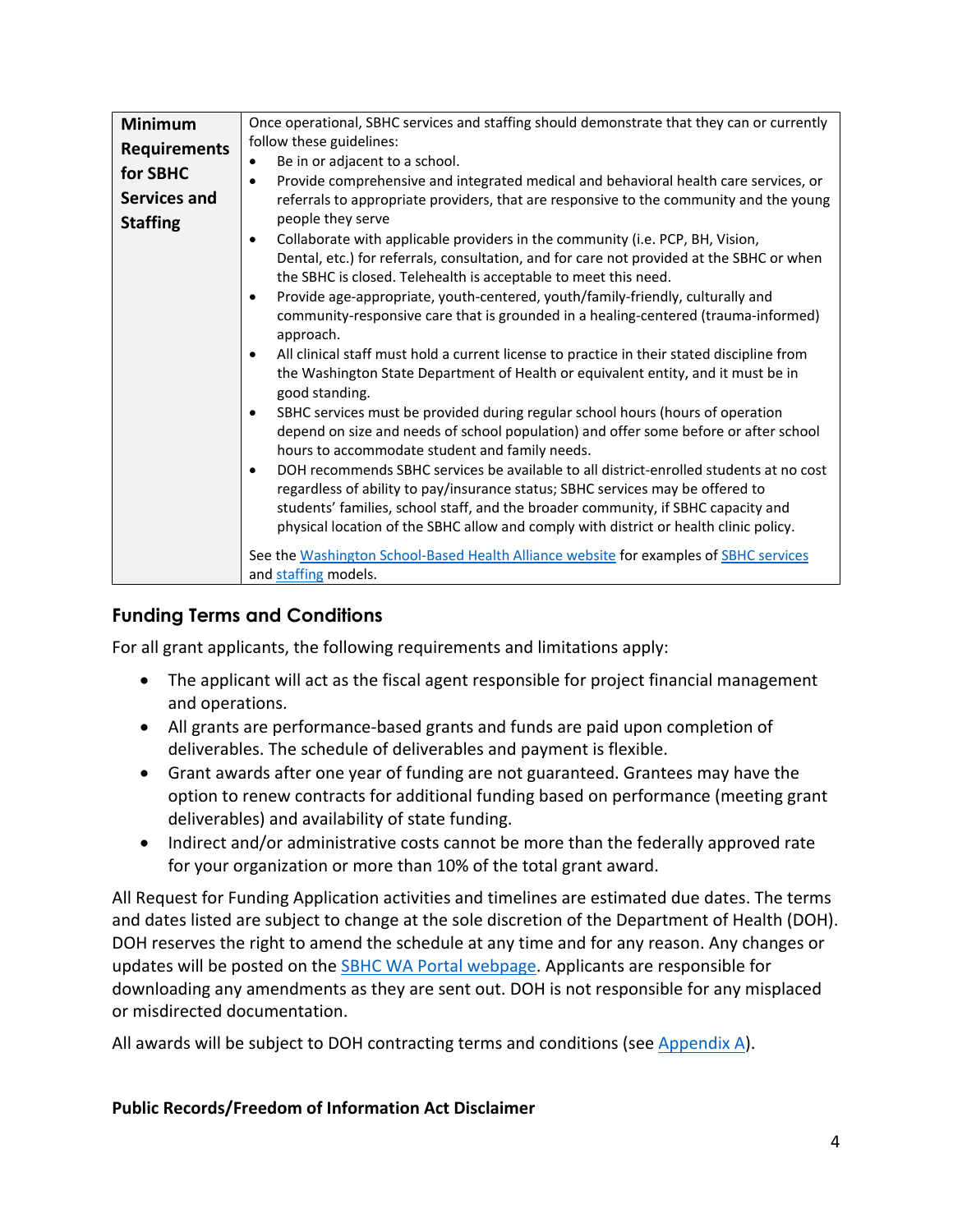| Minimum Requirements for SBHC Services and Staffing | Once operational, SBHC services and staffing should demonstrate that they can or currently follow these guidelines:<br>• Be in or adjacent to a school.<br>• Provide comprehensive and integrated medical and behavioral health care services, or referrals to appropriate providers, that are responsive to the community and the young people they serve<br>• Collaborate with applicable providers in the community (i.e. PCP, BH, Vision, Dental, etc.) for referrals, consultation, and for care not provided at the SBHC or when the SBHC is closed. Telehealth is acceptable to meet this need.<br>• Provide age-appropriate, youth-centered, youth/family-friendly, culturally and community-responsive care that is grounded in a healing-centered (trauma-informed) approach.<br>• All clinical staff must hold a current license to practice in their stated discipline from the Washington State Department of Health or equivalent entity, and it must be in good standing.<br>• SBHC services must be provided during regular school hours (hours of operation depend on size and needs of school population) and offer some before or after school hours to accommodate student and family needs.<br>• DOH recommends SBHC services be available to all district-enrolled students at no cost regardless of ability to pay/insurance status; SBHC services may be offered to students' families, school staff, and the broader community, if SBHC capacity and physical location of the SBHC allow and comply with district or health clinic policy.<br><br>See the Washington School-Based Health Alliance website for examples of SBHC services and staffing models. |
|---|---|

## Funding Terms and Conditions

For all grant applicants, the following requirements and limitations apply:

- The applicant will act as the fiscal agent responsible for project financial management and operations.
- All grants are performance-based grants and funds are paid upon completion of deliverables. The schedule of deliverables and payment is flexible.
- Grant awards after one year of funding are not guaranteed. Grantees may have the option to renew contracts for additional funding based on performance (meeting grant deliverables) and availability of state funding.
- Indirect and/or administrative costs cannot be more than the federally approved rate for your organization or more than 10% of the total grant award.

All Request for Funding Application activities and timelines are estimated due dates. The terms and dates listed are subject to change at the sole discretion of the Department of Health (DOH). DOH reserves the right to amend the schedule at any time and for any reason. Any changes or updates will be posted on the SBHC WA Portal webpage. Applicants are responsible for downloading any amendments as they are sent out. DOH is not responsible for any misplaced or misdirected documentation.

All awards will be subject to DOH contracting terms and conditions (see Appendix A).

### Public Records/Freedom of Information Act Disclaimer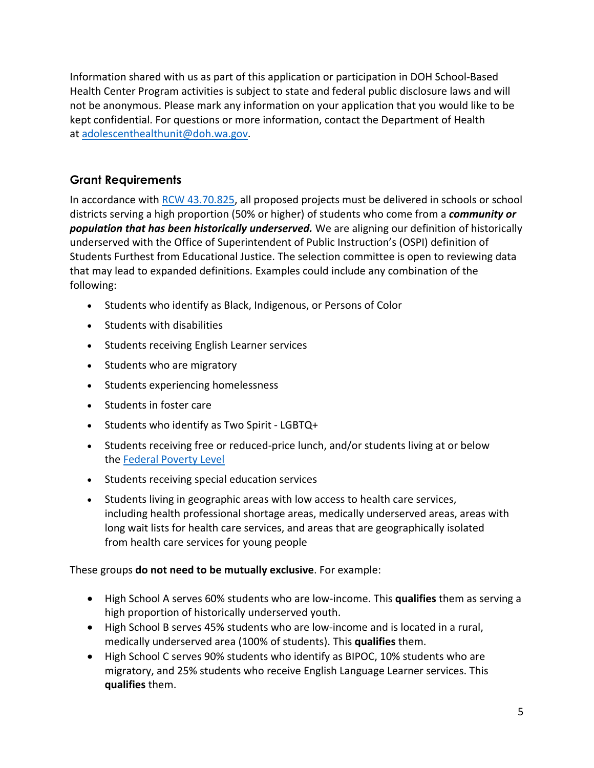Information shared with us as part of this application or participation in DOH School-Based Health Center Program activities is subject to state and federal public disclosure laws and will not be anonymous. Please mark any information on your application that you would like to be kept confidential. For questions or more information, contact the Department of Health at adolescenthealthunit@doh.wa.gov.

## Grant Requirements

In accordance with RCW 43.70.825, all proposed projects must be delivered in schools or school districts serving a high proportion (50% or higher) of students who come from a ***community or population that has been historically underserved.*** We are aligning our definition of historically underserved with the Office of Superintendent of Public Instruction's (OSPI) definition of Students Furthest from Educational Justice. The selection committee is open to reviewing data that may lead to expanded definitions. Examples could include any combination of the following:

- Students who identify as Black, Indigenous, or Persons of Color
- Students with disabilities
- Students receiving English Learner services
- Students who are migratory
- Students experiencing homelessness
- Students in foster care
- Students who identify as Two Spirit - LGBTQ+
- Students receiving free or reduced-price lunch, and/or students living at or below the Federal Poverty Level
- Students receiving special education services
- Students living in geographic areas with low access to health care services, including health professional shortage areas, medically underserved areas, areas with long wait lists for health care services, and areas that are geographically isolated from health care services for young people

These groups **do not need to be mutually exclusive**. For example:

- High School A serves 60% students who are low-income. This **qualifies** them as serving a high proportion of historically underserved youth.
- High School B serves 45% students who are low-income and is located in a rural, medically underserved area (100% of students). This **qualifies** them.
- High School C serves 90% students who identify as BIPOC, 10% students who are migratory, and 25% students who receive English Language Learner services. This **qualifies** them.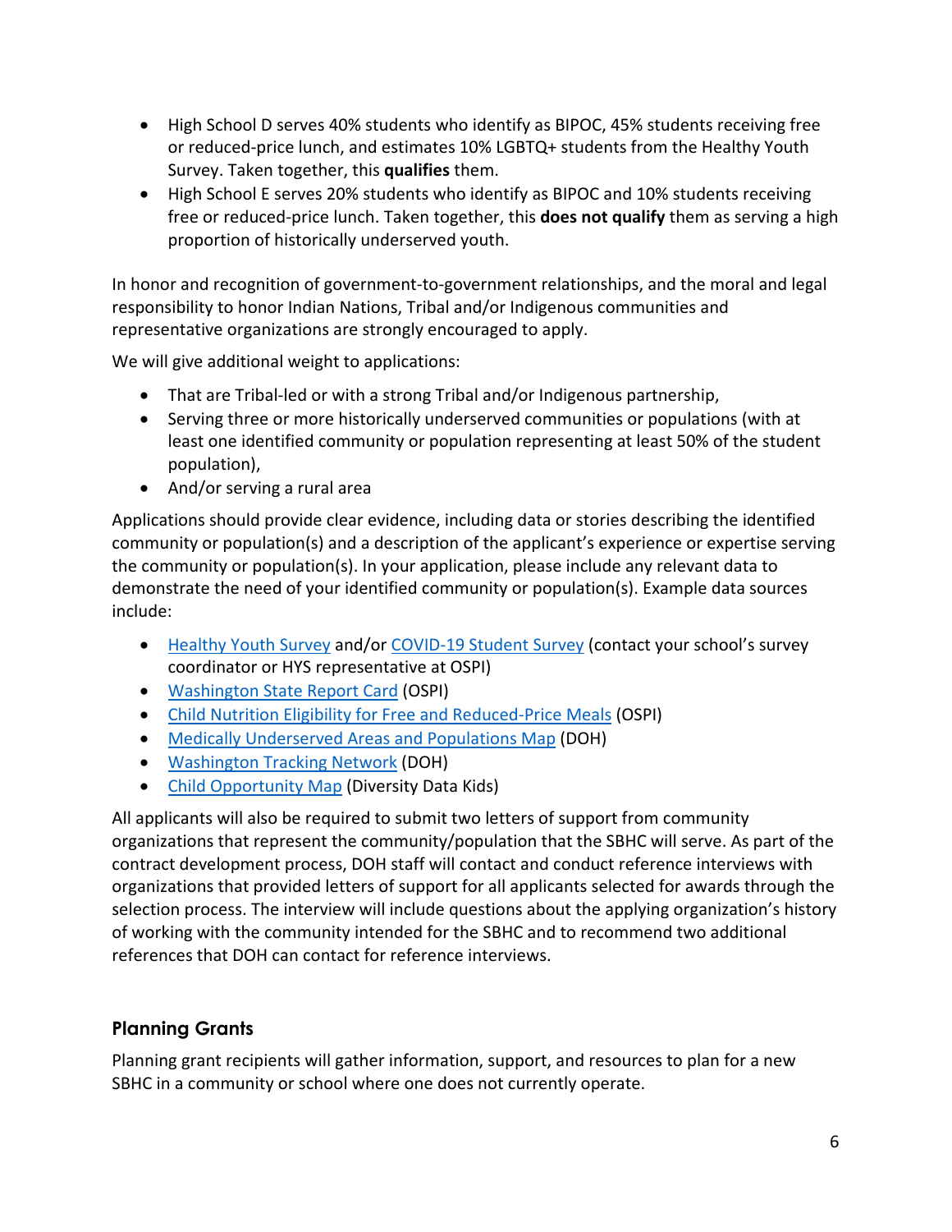- High School D serves 40% students who identify as BIPOC, 45% students receiving free or reduced-price lunch, and estimates 10% LGBTQ+ students from the Healthy Youth Survey. Taken together, this **qualifies** them.
- High School E serves 20% students who identify as BIPOC and 10% students receiving free or reduced-price lunch. Taken together, this **does not qualify** them as serving a high proportion of historically underserved youth.

In honor and recognition of government-to-government relationships, and the moral and legal responsibility to honor Indian Nations, Tribal and/or Indigenous communities and representative organizations are strongly encouraged to apply.

We will give additional weight to applications:

- That are Tribal-led or with a strong Tribal and/or Indigenous partnership,
- Serving three or more historically underserved communities or populations (with at least one identified community or population representing at least 50% of the student population),
- And/or serving a rural area

Applications should provide clear evidence, including data or stories describing the identified community or population(s) and a description of the applicant's experience or expertise serving the community or population(s). In your application, please include any relevant data to demonstrate the need of your identified community or population(s). Example data sources include:

- Healthy Youth Survey and/or COVID-19 Student Survey (contact your school's survey coordinator or HYS representative at OSPI)
- Washington State Report Card (OSPI)
- Child Nutrition Eligibility for Free and Reduced-Price Meals (OSPI)
- Medically Underserved Areas and Populations Map (DOH)
- Washington Tracking Network (DOH)
- Child Opportunity Map (Diversity Data Kids)

All applicants will also be required to submit two letters of support from community organizations that represent the community/population that the SBHC will serve. As part of the contract development process, DOH staff will contact and conduct reference interviews with organizations that provided letters of support for all applicants selected for awards through the selection process. The interview will include questions about the applying organization's history of working with the community intended for the SBHC and to recommend two additional references that DOH can contact for reference interviews.

### Planning Grants

Planning grant recipients will gather information, support, and resources to plan for a new SBHC in a community or school where one does not currently operate.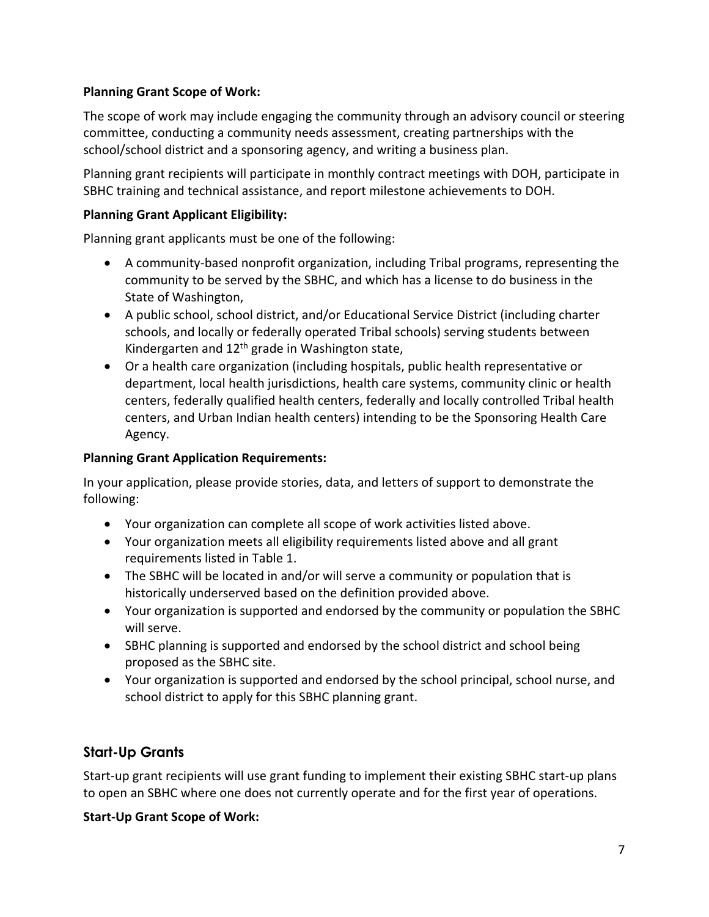**Planning Grant Scope of Work:**

The scope of work may include engaging the community through an advisory council or steering committee, conducting a community needs assessment, creating partnerships with the school/school district and a sponsoring agency, and writing a business plan.

Planning grant recipients will participate in monthly contract meetings with DOH, participate in SBHC training and technical assistance, and report milestone achievements to DOH.

**Planning Grant Applicant Eligibility:**

Planning grant applicants must be one of the following:

- A community-based nonprofit organization, including Tribal programs, representing the community to be served by the SBHC, and which has a license to do business in the State of Washington,
- A public school, school district, and/or Educational Service District (including charter schools, and locally or federally operated Tribal schools) serving students between Kindergarten and 12th grade in Washington state,
- Or a health care organization (including hospitals, public health representative or department, local health jurisdictions, health care systems, community clinic or health centers, federally qualified health centers, federally and locally controlled Tribal health centers, and Urban Indian health centers) intending to be the Sponsoring Health Care Agency.

**Planning Grant Application Requirements:**

In your application, please provide stories, data, and letters of support to demonstrate the following:

- Your organization can complete all scope of work activities listed above.
- Your organization meets all eligibility requirements listed above and all grant requirements listed in Table 1.
- The SBHC will be located in and/or will serve a community or population that is historically underserved based on the definition provided above.
- Your organization is supported and endorsed by the community or population the SBHC will serve.
- SBHC planning is supported and endorsed by the school district and school being proposed as the SBHC site.
- Your organization is supported and endorsed by the school principal, school nurse, and school district to apply for this SBHC planning grant.

## Start-Up Grants

Start-up grant recipients will use grant funding to implement their existing SBHC start-up plans to open an SBHC where one does not currently operate and for the first year of operations.

**Start-Up Grant Scope of Work:**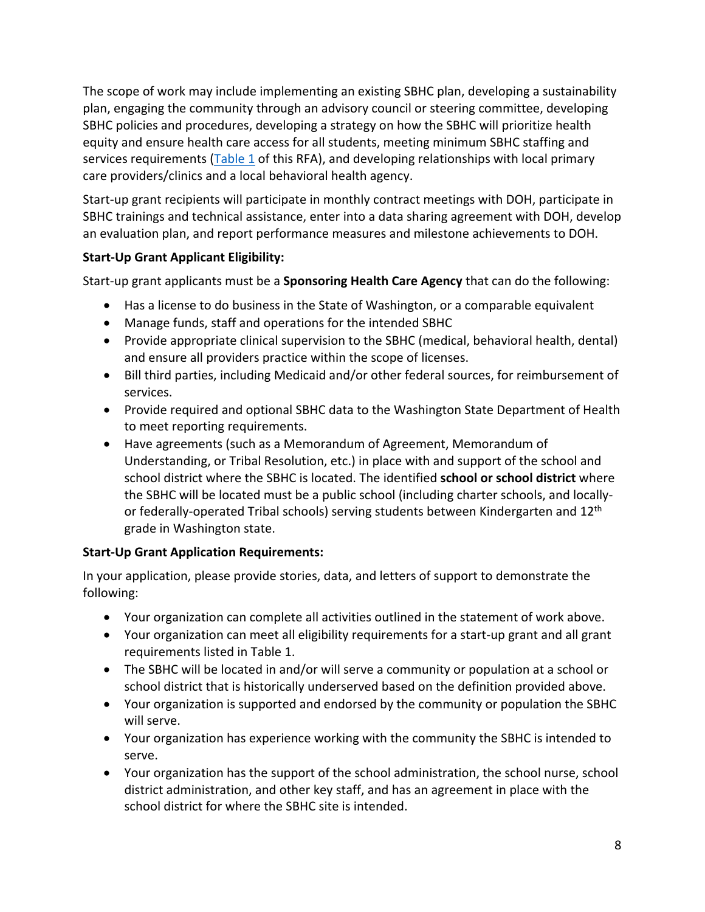The scope of work may include implementing an existing SBHC plan, developing a sustainability plan, engaging the community through an advisory council or steering committee, developing SBHC policies and procedures, developing a strategy on how the SBHC will prioritize health equity and ensure health care access for all students, meeting minimum SBHC staffing and services requirements (Table 1 of this RFA), and developing relationships with local primary care providers/clinics and a local behavioral health agency.

Start-up grant recipients will participate in monthly contract meetings with DOH, participate in SBHC trainings and technical assistance, enter into a data sharing agreement with DOH, develop an evaluation plan, and report performance measures and milestone achievements to DOH.

**Start-Up Grant Applicant Eligibility:**

Start-up grant applicants must be a **Sponsoring Health Care Agency** that can do the following:

- Has a license to do business in the State of Washington, or a comparable equivalent
- Manage funds, staff and operations for the intended SBHC
- Provide appropriate clinical supervision to the SBHC (medical, behavioral health, dental) and ensure all providers practice within the scope of licenses.
- Bill third parties, including Medicaid and/or other federal sources, for reimbursement of services.
- Provide required and optional SBHC data to the Washington State Department of Health to meet reporting requirements.
- Have agreements (such as a Memorandum of Agreement, Memorandum of Understanding, or Tribal Resolution, etc.) in place with and support of the school and school district where the SBHC is located. The identified **school or school district** where the SBHC will be located must be a public school (including charter schools, and locally- or federally-operated Tribal schools) serving students between Kindergarten and 12th grade in Washington state.

**Start-Up Grant Application Requirements:**

In your application, please provide stories, data, and letters of support to demonstrate the following:

- Your organization can complete all activities outlined in the statement of work above.
- Your organization can meet all eligibility requirements for a start-up grant and all grant requirements listed in Table 1.
- The SBHC will be located in and/or will serve a community or population at a school or school district that is historically underserved based on the definition provided above.
- Your organization is supported and endorsed by the community or population the SBHC will serve.
- Your organization has experience working with the community the SBHC is intended to serve.
- Your organization has the support of the school administration, the school nurse, school district administration, and other key staff, and has an agreement in place with the school district for where the SBHC site is intended.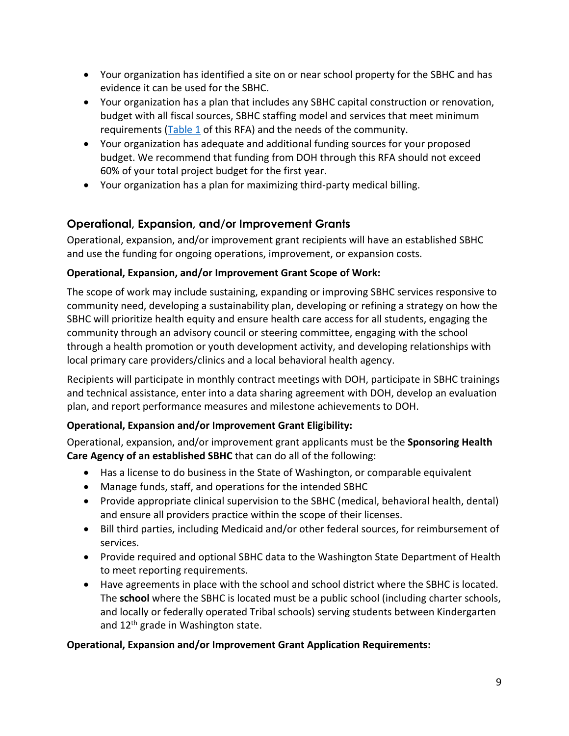- Your organization has identified a site on or near school property for the SBHC and has evidence it can be used for the SBHC.
- Your organization has a plan that includes any SBHC capital construction or renovation, budget with all fiscal sources, SBHC staffing model and services that meet minimum requirements (Table 1 of this RFA) and the needs of the community.
- Your organization has adequate and additional funding sources for your proposed budget. We recommend that funding from DOH through this RFA should not exceed 60% of your total project budget for the first year.
- Your organization has a plan for maximizing third-party medical billing.

## Operational, Expansion, and/or Improvement Grants

Operational, expansion, and/or improvement grant recipients will have an established SBHC and use the funding for ongoing operations, improvement, or expansion costs.

**Operational, Expansion, and/or Improvement Grant Scope of Work:**

The scope of work may include sustaining, expanding or improving SBHC services responsive to community need, developing a sustainability plan, developing or refining a strategy on how the SBHC will prioritize health equity and ensure health care access for all students, engaging the community through an advisory council or steering committee, engaging with the school through a health promotion or youth development activity, and developing relationships with local primary care providers/clinics and a local behavioral health agency.

Recipients will participate in monthly contract meetings with DOH, participate in SBHC trainings and technical assistance, enter into a data sharing agreement with DOH, develop an evaluation plan, and report performance measures and milestone achievements to DOH.

**Operational, Expansion and/or Improvement Grant Eligibility:**

Operational, expansion, and/or improvement grant applicants must be the **Sponsoring Health Care Agency of an established SBHC** that can do all of the following:

- Has a license to do business in the State of Washington, or comparable equivalent
- Manage funds, staff, and operations for the intended SBHC
- Provide appropriate clinical supervision to the SBHC (medical, behavioral health, dental) and ensure all providers practice within the scope of their licenses.
- Bill third parties, including Medicaid and/or other federal sources, for reimbursement of services.
- Provide required and optional SBHC data to the Washington State Department of Health to meet reporting requirements.
- Have agreements in place with the school and school district where the SBHC is located. The **school** where the SBHC is located must be a public school (including charter schools, and locally or federally operated Tribal schools) serving students between Kindergarten and 12th grade in Washington state.

**Operational, Expansion and/or Improvement Grant Application Requirements:**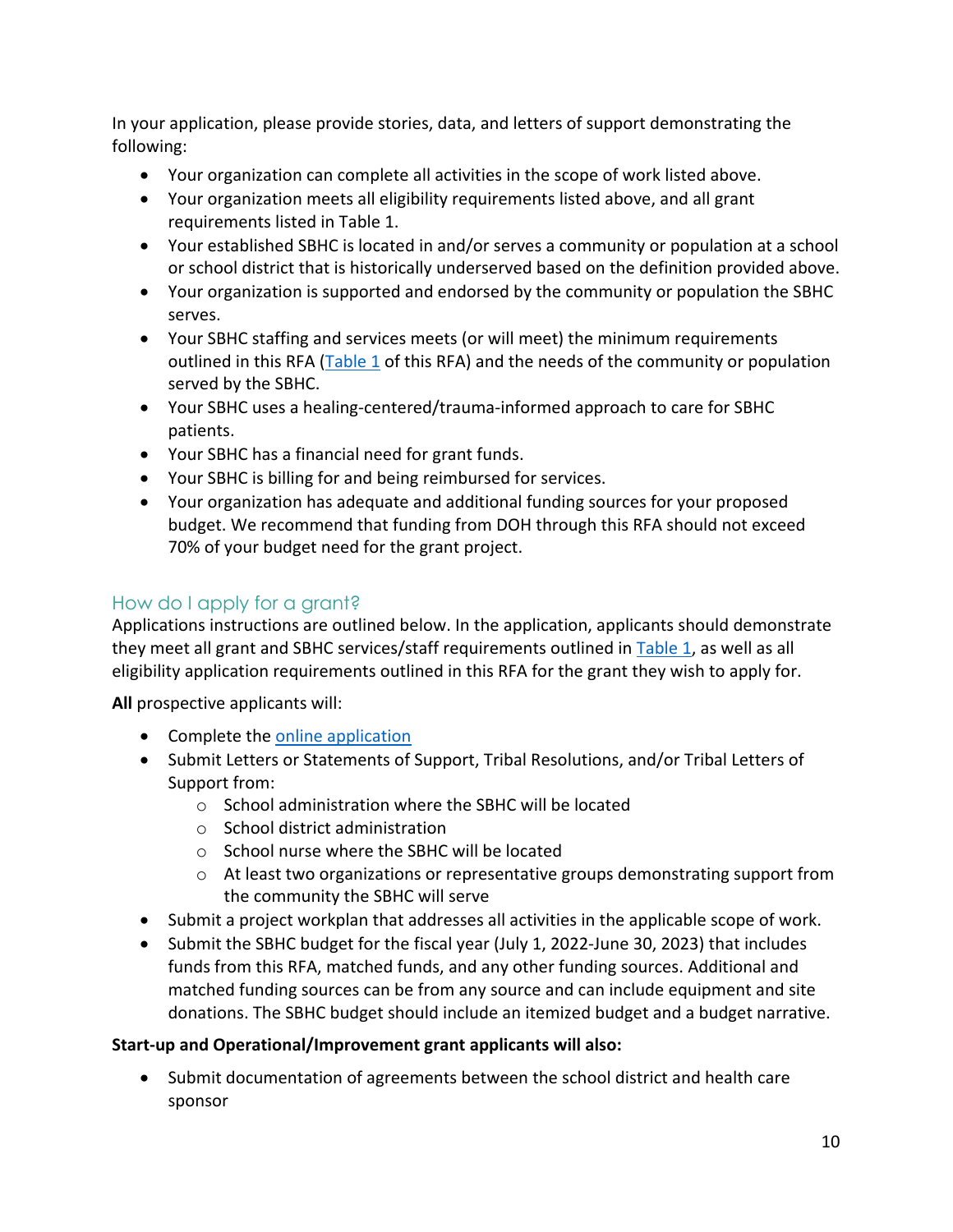In your application, please provide stories, data, and letters of support demonstrating the following:

- Your organization can complete all activities in the scope of work listed above.
- Your organization meets all eligibility requirements listed above, and all grant requirements listed in Table 1.
- Your established SBHC is located in and/or serves a community or population at a school or school district that is historically underserved based on the definition provided above.
- Your organization is supported and endorsed by the community or population the SBHC serves.
- Your SBHC staffing and services meets (or will meet) the minimum requirements outlined in this RFA ([Table 1](#) of this RFA) and the needs of the community or population served by the SBHC.
- Your SBHC uses a healing-centered/trauma-informed approach to care for SBHC patients.
- Your SBHC has a financial need for grant funds.
- Your SBHC is billing for and being reimbursed for services.
- Your organization has adequate and additional funding sources for your proposed budget. We recommend that funding from DOH through this RFA should not exceed 70% of your budget need for the grant project.

## How do I apply for a grant?

Applications instructions are outlined below. In the application, applicants should demonstrate they meet all grant and SBHC services/staff requirements outlined in [Table 1](#), as well as all eligibility application requirements outlined in this RFA for the grant they wish to apply for.

**All** prospective applicants will:

- Complete the [online application](#)
- Submit Letters or Statements of Support, Tribal Resolutions, and/or Tribal Letters of Support from:
  - School administration where the SBHC will be located
  - School district administration
  - School nurse where the SBHC will be located
  - At least two organizations or representative groups demonstrating support from the community the SBHC will serve
- Submit a project workplan that addresses all activities in the applicable scope of work.
- Submit the SBHC budget for the fiscal year (July 1, 2022-June 30, 2023) that includes funds from this RFA, matched funds, and any other funding sources. Additional and matched funding sources can be from any source and can include equipment and site donations. The SBHC budget should include an itemized budget and a budget narrative.

**Start-up and Operational/Improvement grant applicants will also:**

- Submit documentation of agreements between the school district and health care sponsor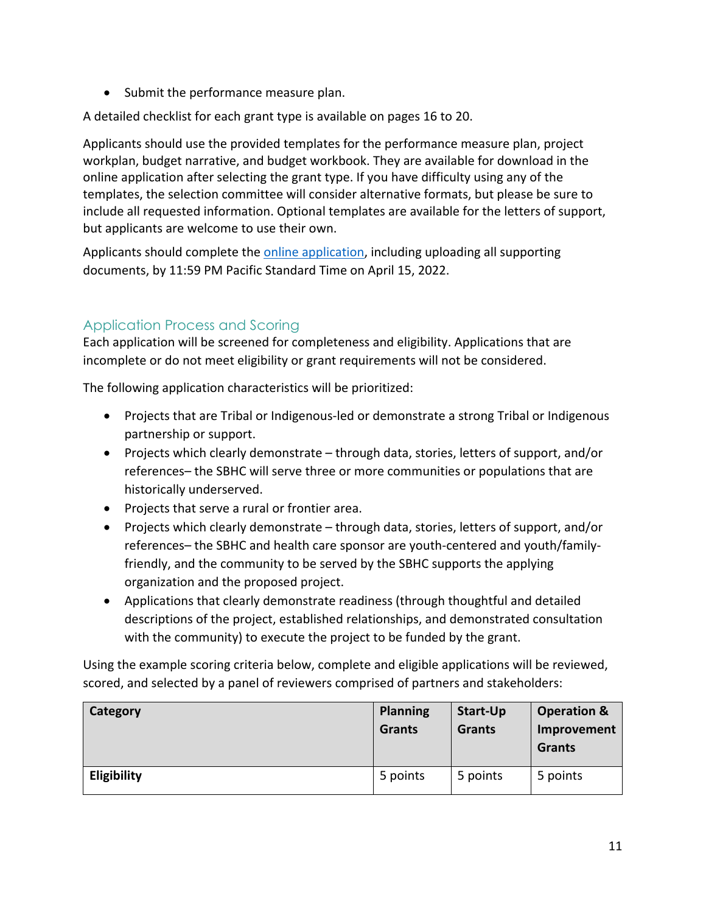- Submit the performance measure plan.

A detailed checklist for each grant type is available on pages 16 to 20.

Applicants should use the provided templates for the performance measure plan, project workplan, budget narrative, and budget workbook. They are available for download in the online application after selecting the grant type. If you have difficulty using any of the templates, the selection committee will consider alternative formats, but please be sure to include all requested information. Optional templates are available for the letters of support, but applicants are welcome to use their own.

Applicants should complete the online application, including uploading all supporting documents, by 11:59 PM Pacific Standard Time on April 15, 2022.

## Application Process and Scoring

Each application will be screened for completeness and eligibility. Applications that are incomplete or do not meet eligibility or grant requirements will not be considered.

The following application characteristics will be prioritized:

- Projects that are Tribal or Indigenous-led or demonstrate a strong Tribal or Indigenous partnership or support.
- Projects which clearly demonstrate – through data, stories, letters of support, and/or references– the SBHC will serve three or more communities or populations that are historically underserved.
- Projects that serve a rural or frontier area.
- Projects which clearly demonstrate – through data, stories, letters of support, and/or references– the SBHC and health care sponsor are youth-centered and youth/family-friendly, and the community to be served by the SBHC supports the applying organization and the proposed project.
- Applications that clearly demonstrate readiness (through thoughtful and detailed descriptions of the project, established relationships, and demonstrated consultation with the community) to execute the project to be funded by the grant.

Using the example scoring criteria below, complete and eligible applications will be reviewed, scored, and selected by a panel of reviewers comprised of partners and stakeholders:

| Category | Planning Grants | Start-Up Grants | Operation & Improvement Grants |
| --- | --- | --- | --- |
| **Eligibility** | 5 points | 5 points | 5 points |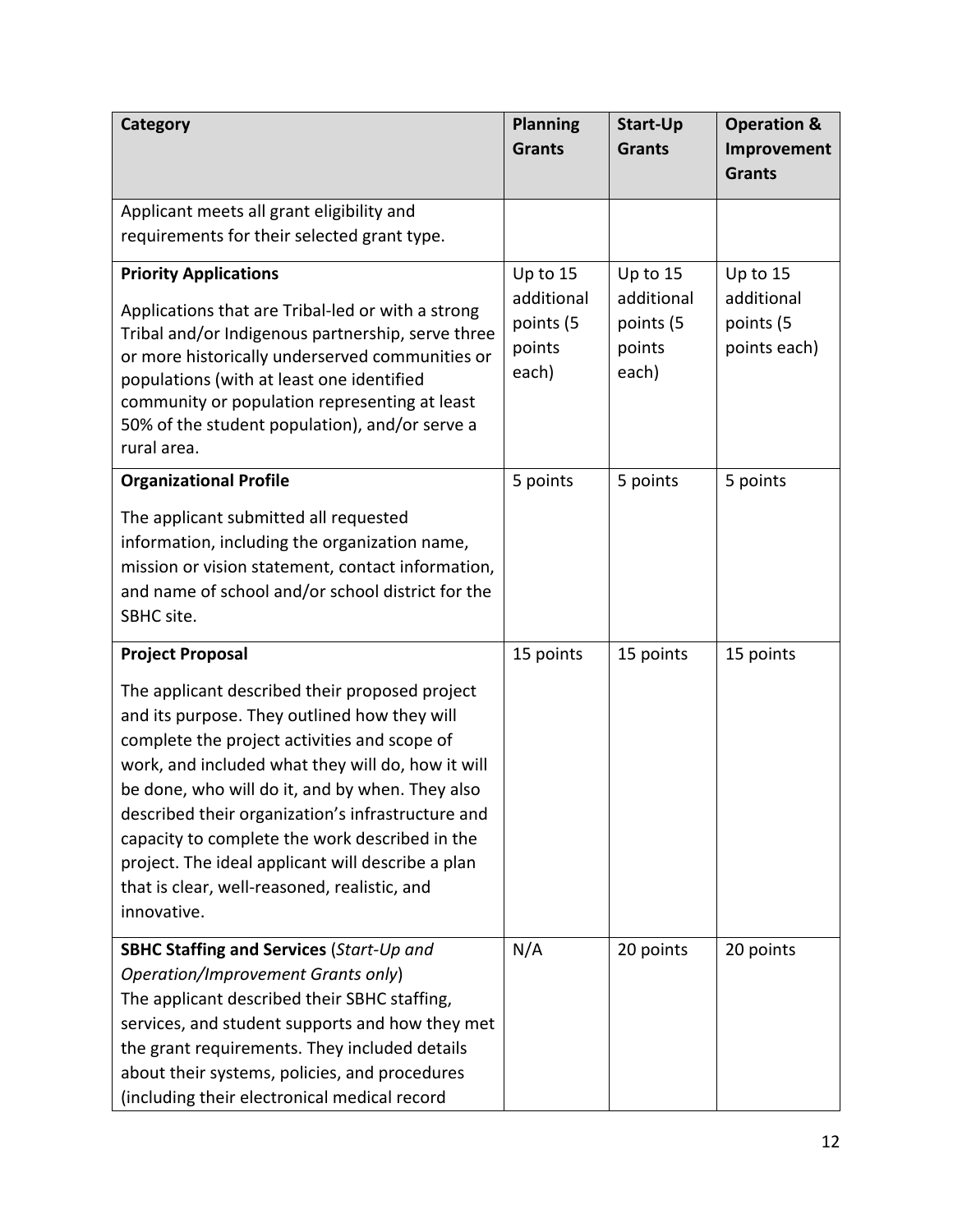| Category | Planning Grants | Start-Up Grants | Operation & Improvement Grants |
|---|---|---|---|
| Applicant meets all grant eligibility and requirements for their selected grant type. | | | |
| **Priority Applications**<br><br>Applications that are Tribal-led or with a strong Tribal and/or Indigenous partnership, serve three or more historically underserved communities or populations (with at least one identified community or population representing at least 50% of the student population), and/or serve a rural area. | Up to 15 additional points (5 points each) | Up to 15 additional points (5 points each) | Up to 15 additional points (5 points each) |
| **Organizational Profile**<br><br>The applicant submitted all requested information, including the organization name, mission or vision statement, contact information, and name of school and/or school district for the SBHC site. | 5 points | 5 points | 5 points |
| **Project Proposal**<br><br>The applicant described their proposed project and its purpose. They outlined how they will complete the project activities and scope of work, and included what they will do, how it will be done, who will do it, and by when. They also described their organization's infrastructure and capacity to complete the work described in the project. The ideal applicant will describe a plan that is clear, well-reasoned, realistic, and innovative. | 15 points | 15 points | 15 points |
| **SBHC Staffing and Services** (*Start-Up and Operation/Improvement Grants only*)<br>The applicant described their SBHC staffing, services, and student supports and how they met the grant requirements. They included details about their systems, policies, and procedures (including their electronical medical record | N/A | 20 points | 20 points |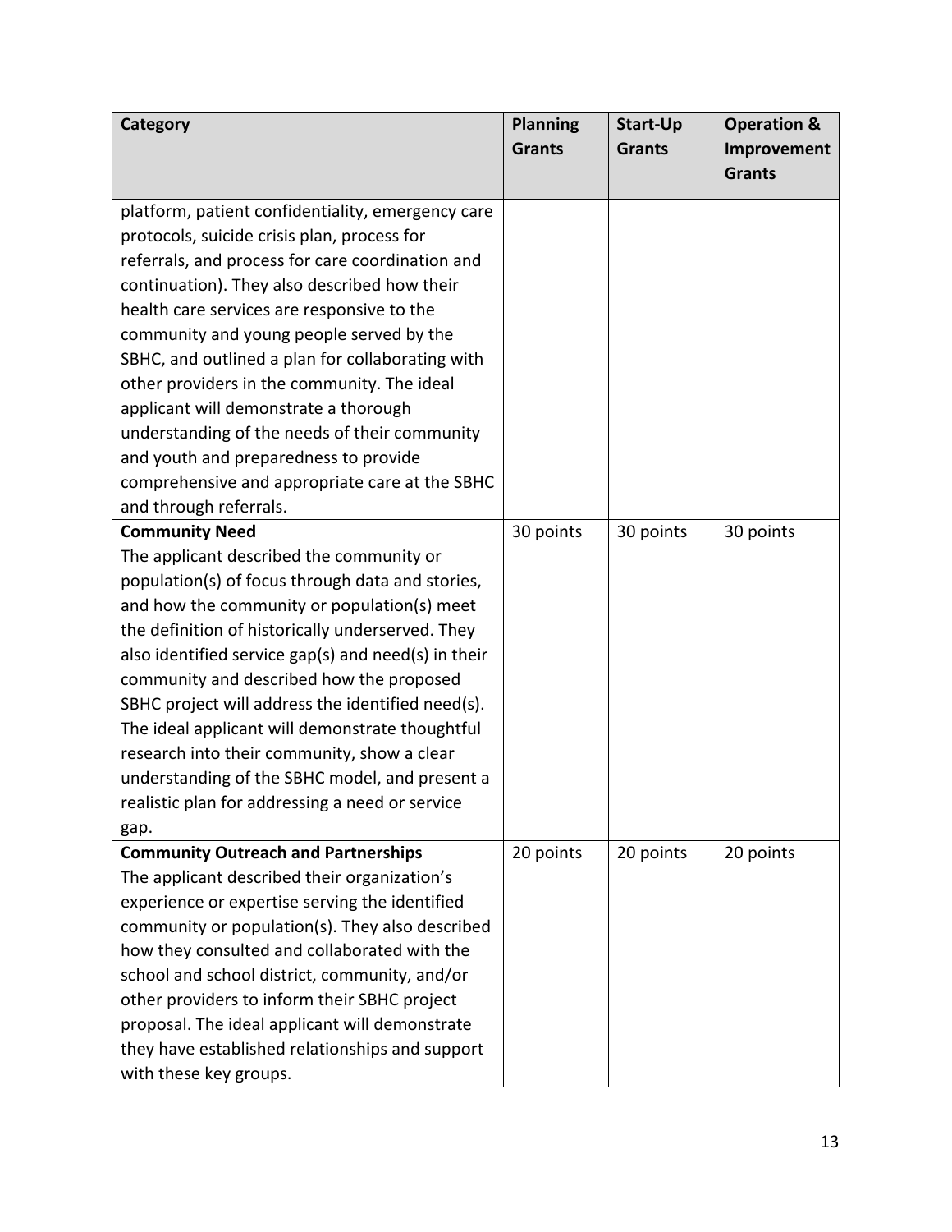| Category | Planning Grants | Start-Up Grants | Operation & Improvement Grants |
|---|---|---|---|
| platform, patient confidentiality, emergency care protocols, suicide crisis plan, process for referrals, and process for care coordination and continuation). They also described how their health care services are responsive to the community and young people served by the SBHC, and outlined a plan for collaborating with other providers in the community. The ideal applicant will demonstrate a thorough understanding of the needs of their community and youth and preparedness to provide comprehensive and appropriate care at the SBHC and through referrals. | | | |
| **Community Need**<br>The applicant described the community or population(s) of focus through data and stories, and how the community or population(s) meet the definition of historically underserved. They also identified service gap(s) and need(s) in their community and described how the proposed SBHC project will address the identified need(s). The ideal applicant will demonstrate thoughtful research into their community, show a clear understanding of the SBHC model, and present a realistic plan for addressing a need or service gap. | 30 points | 30 points | 30 points |
| **Community Outreach and Partnerships**<br>The applicant described their organization's experience or expertise serving the identified community or population(s). They also described how they consulted and collaborated with the school and school district, community, and/or other providers to inform their SBHC project proposal. The ideal applicant will demonstrate they have established relationships and support with these key groups. | 20 points | 20 points | 20 points |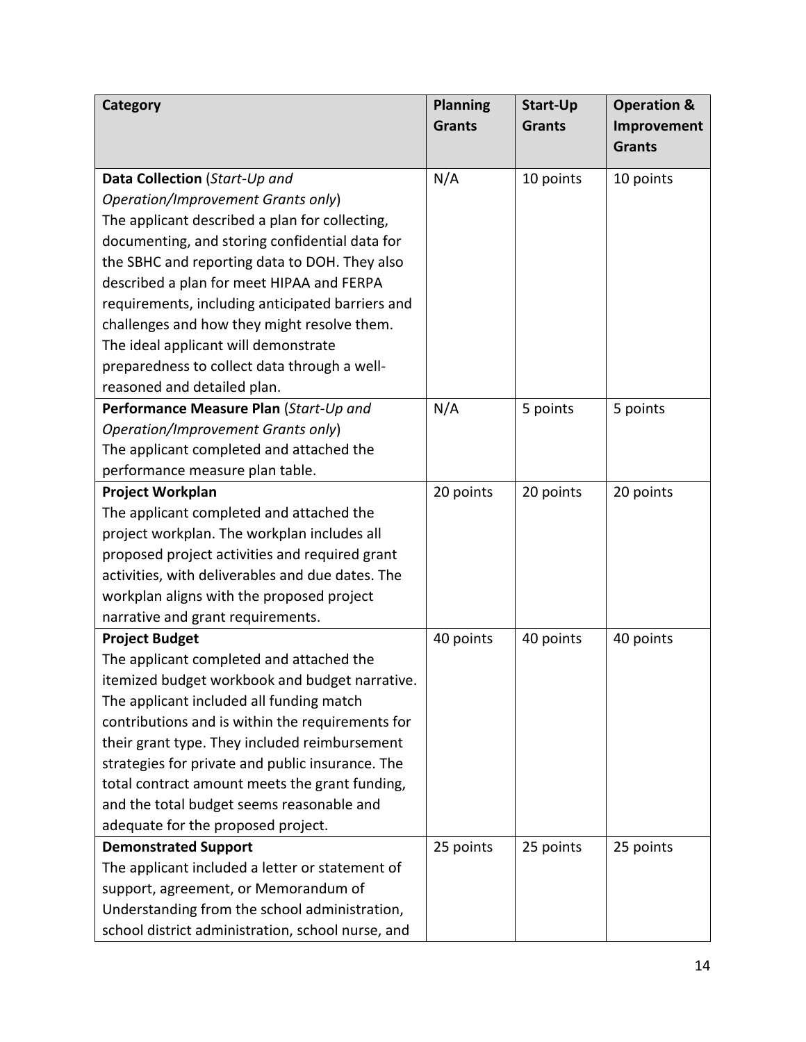| Category | Planning Grants | Start-Up Grants | Operation & Improvement Grants |
|---|---|---|---|
| **Data Collection** (*Start-Up and Operation/Improvement Grants only*) The applicant described a plan for collecting, documenting, and storing confidential data for the SBHC and reporting data to DOH. They also described a plan for meet HIPAA and FERPA requirements, including anticipated barriers and challenges and how they might resolve them. The ideal applicant will demonstrate preparedness to collect data through a well-reasoned and detailed plan. | N/A | 10 points | 10 points |
| **Performance Measure Plan** (*Start-Up and Operation/Improvement Grants only*) The applicant completed and attached the performance measure plan table. | N/A | 5 points | 5 points |
| **Project Workplan** The applicant completed and attached the project workplan. The workplan includes all proposed project activities and required grant activities, with deliverables and due dates. The workplan aligns with the proposed project narrative and grant requirements. | 20 points | 20 points | 20 points |
| **Project Budget** The applicant completed and attached the itemized budget workbook and budget narrative. The applicant included all funding match contributions and is within the requirements for their grant type. They included reimbursement strategies for private and public insurance. The total contract amount meets the grant funding, and the total budget seems reasonable and adequate for the proposed project. | 40 points | 40 points | 40 points |
| **Demonstrated Support** The applicant included a letter or statement of support, agreement, or Memorandum of Understanding from the school administration, school district administration, school nurse, and | 25 points | 25 points | 25 points |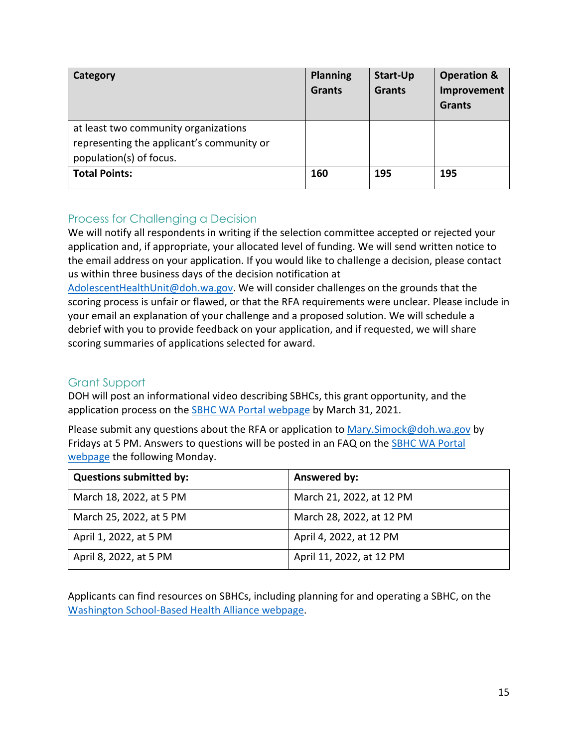| Category | Planning Grants | Start-Up Grants | Operation & Improvement Grants |
|---|---|---|---|
| at least two community organizations representing the applicant's community or population(s) of focus. | | | |
| **Total Points:** | **160** | **195** | **195** |

## Process for Challenging a Decision

We will notify all respondents in writing if the selection committee accepted or rejected your application and, if appropriate, your allocated level of funding. We will send written notice to the email address on your application. If you would like to challenge a decision, please contact us within three business days of the decision notification at AdolescentHealthUnit@doh.wa.gov. We will consider challenges on the grounds that the scoring process is unfair or flawed, or that the RFA requirements were unclear. Please include in your email an explanation of your challenge and a proposed solution. We will schedule a debrief with you to provide feedback on your application, and if requested, we will share scoring summaries of applications selected for award.

## Grant Support

DOH will post an informational video describing SBHCs, this grant opportunity, and the application process on the SBHC WA Portal webpage by March 31, 2021.

Please submit any questions about the RFA or application to Mary.Simock@doh.wa.gov by Fridays at 5 PM. Answers to questions will be posted in an FAQ on the SBHC WA Portal webpage the following Monday.

| Questions submitted by: | Answered by: |
|---|---|
| March 18, 2022, at 5 PM | March 21, 2022, at 12 PM |
| March 25, 2022, at 5 PM | March 28, 2022, at 12 PM |
| April 1, 2022, at 5 PM | April 4, 2022, at 12 PM |
| April 8, 2022, at 5 PM | April 11, 2022, at 12 PM |

Applicants can find resources on SBHCs, including planning for and operating a SBHC, on the Washington School-Based Health Alliance webpage.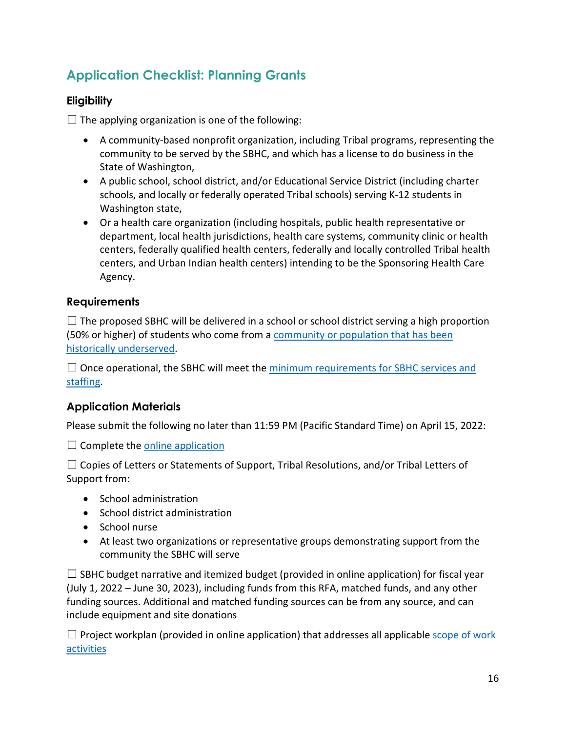## Application Checklist: Planning Grants

### Eligibility

☐ The applying organization is one of the following:

- A community-based nonprofit organization, including Tribal programs, representing the community to be served by the SBHC, and which has a license to do business in the State of Washington,
- A public school, school district, and/or Educational Service District (including charter schools, and locally or federally operated Tribal schools) serving K-12 students in Washington state,
- Or a health care organization (including hospitals, public health representative or department, local health jurisdictions, health care systems, community clinic or health centers, federally qualified health centers, federally and locally controlled Tribal health centers, and Urban Indian health centers) intending to be the Sponsoring Health Care Agency.

### Requirements

☐ The proposed SBHC will be delivered in a school or school district serving a high proportion (50% or higher) of students who come from a community or population that has been historically underserved.

☐ Once operational, the SBHC will meet the minimum requirements for SBHC services and staffing.

### Application Materials

Please submit the following no later than 11:59 PM (Pacific Standard Time) on April 15, 2022:

☐ Complete the online application

☐ Copies of Letters or Statements of Support, Tribal Resolutions, and/or Tribal Letters of Support from:

- School administration
- School district administration
- School nurse
- At least two organizations or representative groups demonstrating support from the community the SBHC will serve

☐ SBHC budget narrative and itemized budget (provided in online application) for fiscal year (July 1, 2022 – June 30, 2023), including funds from this RFA, matched funds, and any other funding sources. Additional and matched funding sources can be from any source, and can include equipment and site donations

☐ Project workplan (provided in online application) that addresses all applicable scope of work activities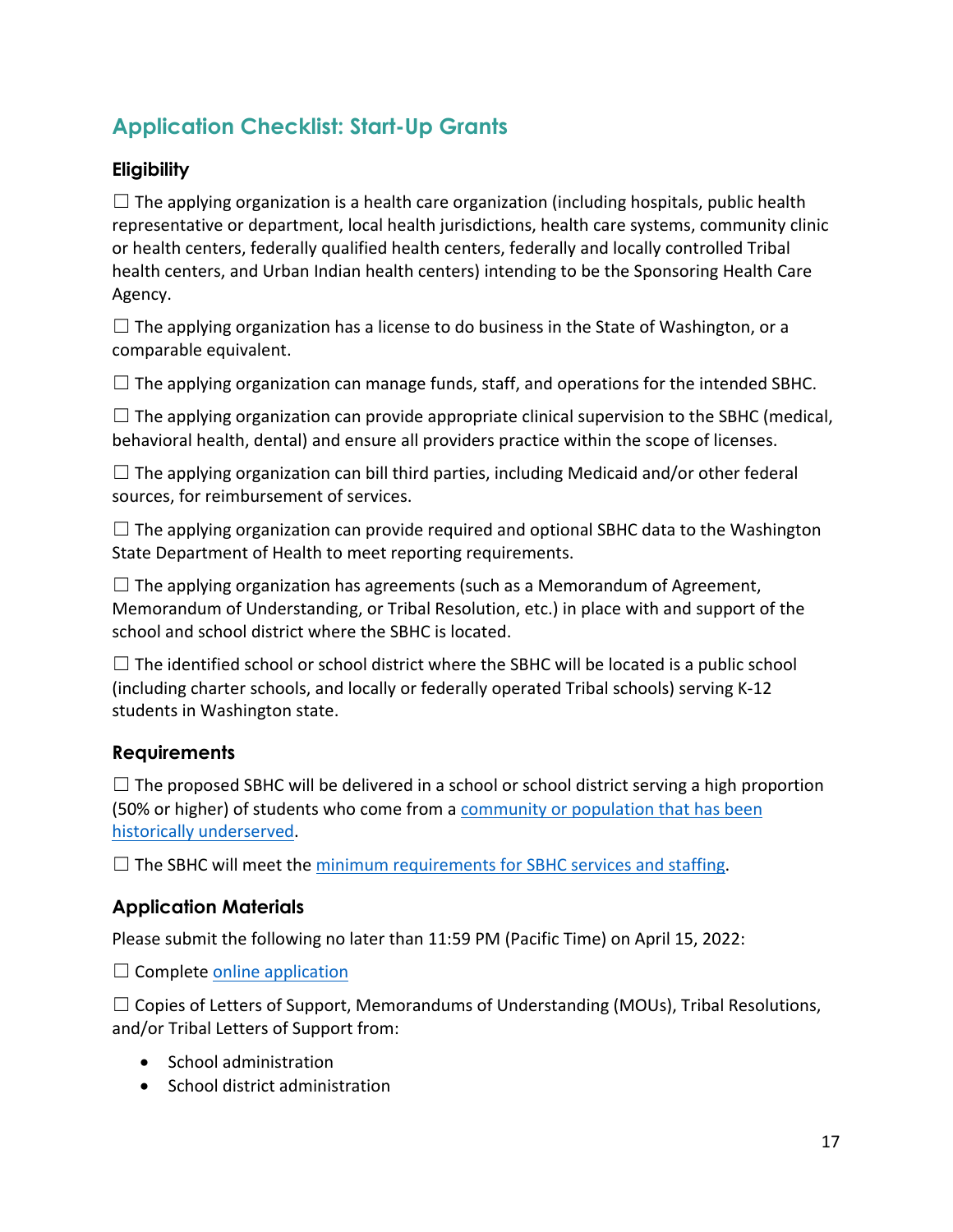## Application Checklist: Start-Up Grants

### Eligibility

☐ The applying organization is a health care organization (including hospitals, public health representative or department, local health jurisdictions, health care systems, community clinic or health centers, federally qualified health centers, federally and locally controlled Tribal health centers, and Urban Indian health centers) intending to be the Sponsoring Health Care Agency.

☐ The applying organization has a license to do business in the State of Washington, or a comparable equivalent.

☐ The applying organization can manage funds, staff, and operations for the intended SBHC.

☐ The applying organization can provide appropriate clinical supervision to the SBHC (medical, behavioral health, dental) and ensure all providers practice within the scope of licenses.

☐ The applying organization can bill third parties, including Medicaid and/or other federal sources, for reimbursement of services.

☐ The applying organization can provide required and optional SBHC data to the Washington State Department of Health to meet reporting requirements.

☐ The applying organization has agreements (such as a Memorandum of Agreement, Memorandum of Understanding, or Tribal Resolution, etc.) in place with and support of the school and school district where the SBHC is located.

☐ The identified school or school district where the SBHC will be located is a public school (including charter schools, and locally or federally operated Tribal schools) serving K-12 students in Washington state.

### Requirements

☐ The proposed SBHC will be delivered in a school or school district serving a high proportion (50% or higher) of students who come from a community or population that has been historically underserved.

☐ The SBHC will meet the minimum requirements for SBHC services and staffing.

### Application Materials

Please submit the following no later than 11:59 PM (Pacific Time) on April 15, 2022:

☐ Complete online application

☐ Copies of Letters of Support, Memorandums of Understanding (MOUs), Tribal Resolutions, and/or Tribal Letters of Support from:

- School administration
- School district administration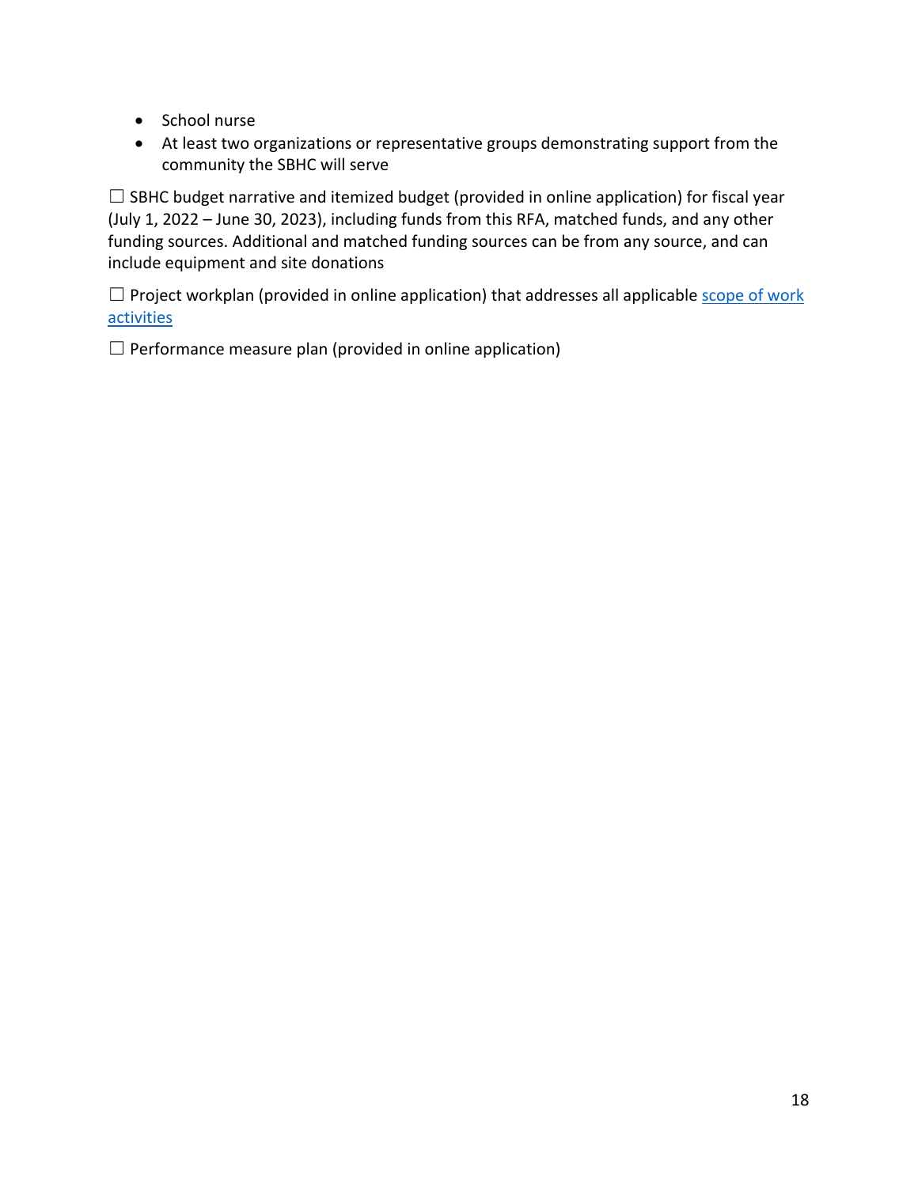- School nurse
- At least two organizations or representative groups demonstrating support from the community the SBHC will serve

☐ SBHC budget narrative and itemized budget (provided in online application) for fiscal year (July 1, 2022 – June 30, 2023), including funds from this RFA, matched funds, and any other funding sources. Additional and matched funding sources can be from any source, and can include equipment and site donations

☐ Project workplan (provided in online application) that addresses all applicable scope of work activities

☐ Performance measure plan (provided in online application)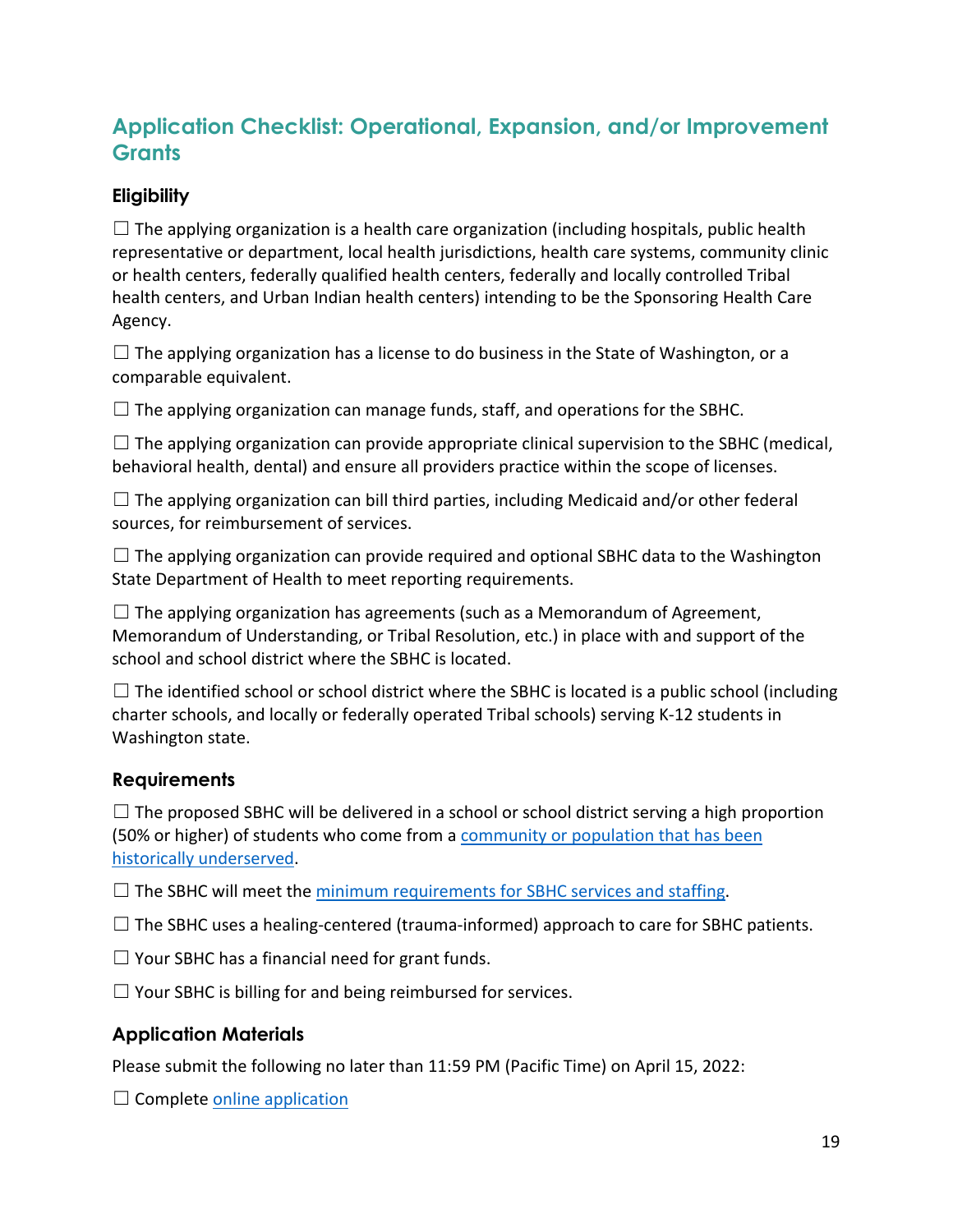## Application Checklist: Operational, Expansion, and/or Improvement Grants

### Eligibility

☐ The applying organization is a health care organization (including hospitals, public health representative or department, local health jurisdictions, health care systems, community clinic or health centers, federally qualified health centers, federally and locally controlled Tribal health centers, and Urban Indian health centers) intending to be the Sponsoring Health Care Agency.

☐ The applying organization has a license to do business in the State of Washington, or a comparable equivalent.

☐ The applying organization can manage funds, staff, and operations for the SBHC.

☐ The applying organization can provide appropriate clinical supervision to the SBHC (medical, behavioral health, dental) and ensure all providers practice within the scope of licenses.

☐ The applying organization can bill third parties, including Medicaid and/or other federal sources, for reimbursement of services.

☐ The applying organization can provide required and optional SBHC data to the Washington State Department of Health to meet reporting requirements.

☐ The applying organization has agreements (such as a Memorandum of Agreement, Memorandum of Understanding, or Tribal Resolution, etc.) in place with and support of the school and school district where the SBHC is located.

☐ The identified school or school district where the SBHC is located is a public school (including charter schools, and locally or federally operated Tribal schools) serving K-12 students in Washington state.

### Requirements

☐ The proposed SBHC will be delivered in a school or school district serving a high proportion (50% or higher) of students who come from a community or population that has been historically underserved.

☐ The SBHC will meet the minimum requirements for SBHC services and staffing.

☐ The SBHC uses a healing-centered (trauma-informed) approach to care for SBHC patients.

☐ Your SBHC has a financial need for grant funds.

☐ Your SBHC is billing for and being reimbursed for services.

### Application Materials

Please submit the following no later than 11:59 PM (Pacific Time) on April 15, 2022:

☐ Complete online application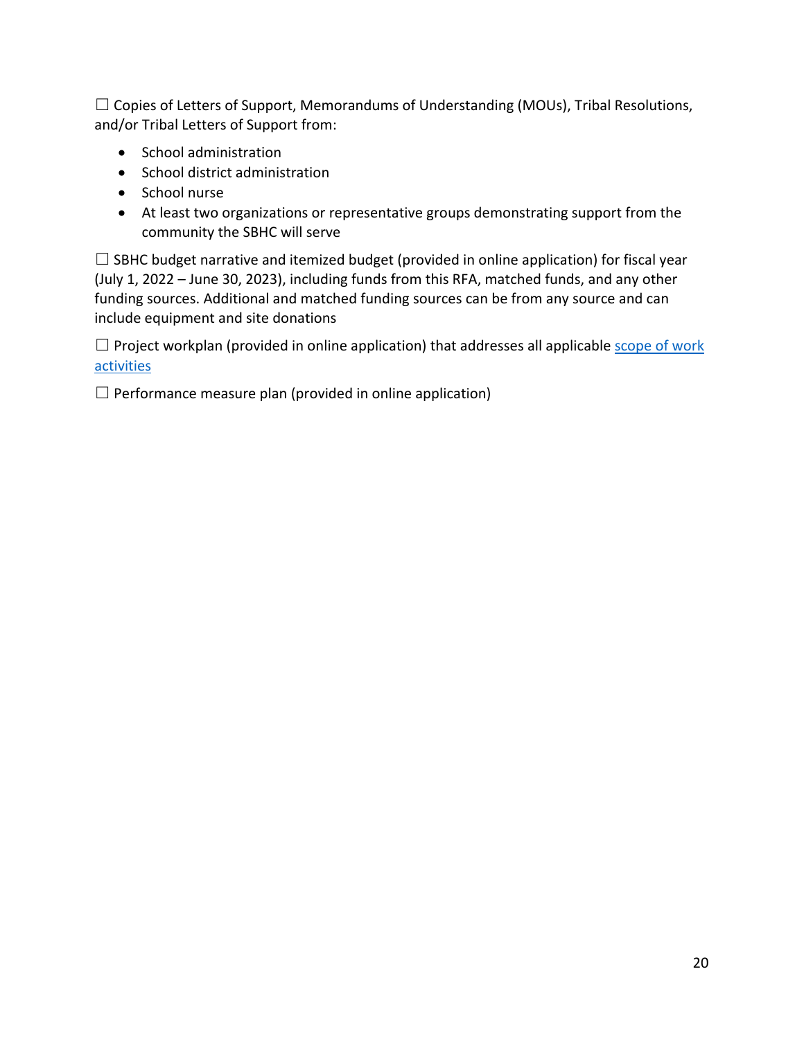☐ Copies of Letters of Support, Memorandums of Understanding (MOUs), Tribal Resolutions, and/or Tribal Letters of Support from:

- School administration
- School district administration
- School nurse
- At least two organizations or representative groups demonstrating support from the community the SBHC will serve

☐ SBHC budget narrative and itemized budget (provided in online application) for fiscal year (July 1, 2022 – June 30, 2023), including funds from this RFA, matched funds, and any other funding sources. Additional and matched funding sources can be from any source and can include equipment and site donations

☐ Project workplan (provided in online application) that addresses all applicable [scope of work activities]

☐ Performance measure plan (provided in online application)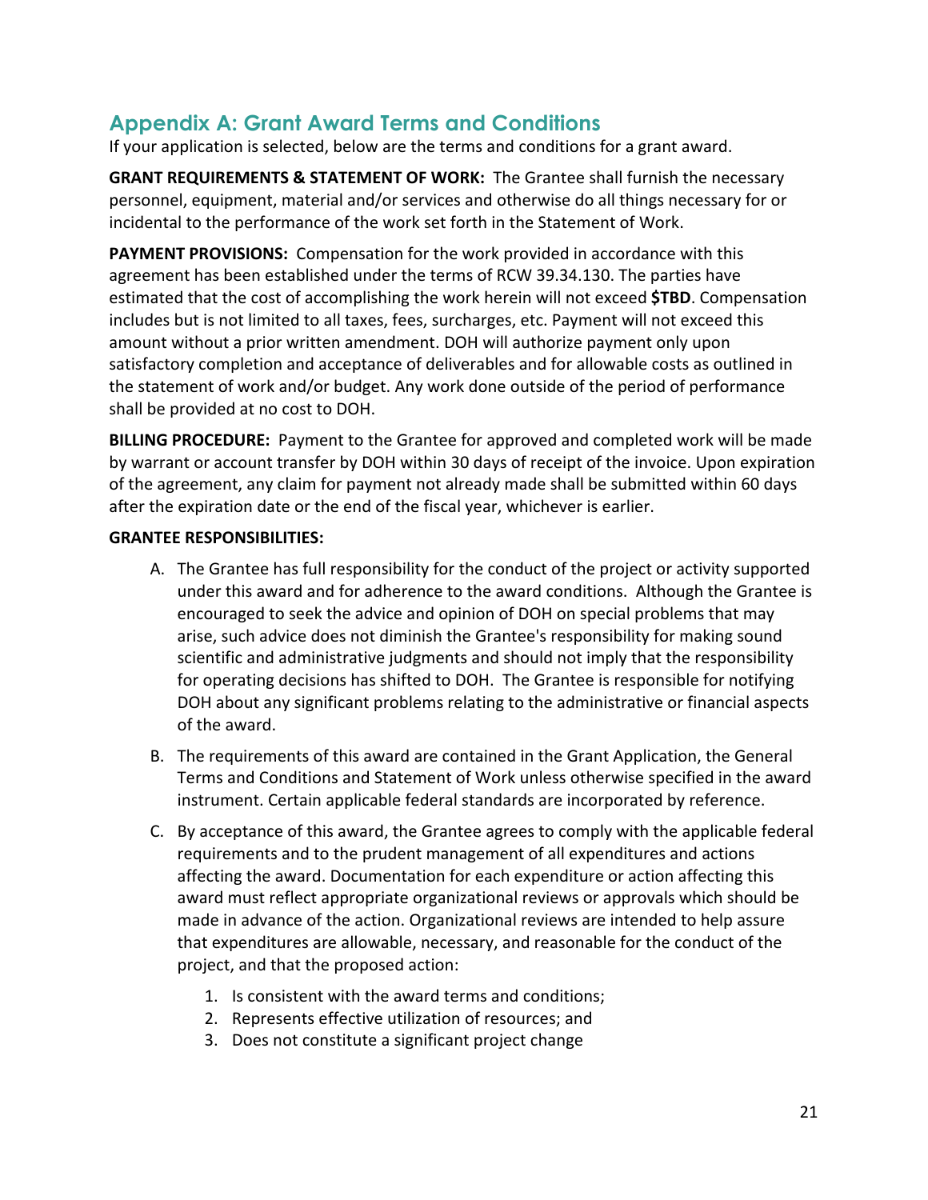## Appendix A: Grant Award Terms and Conditions

If your application is selected, below are the terms and conditions for a grant award.

**GRANT REQUIREMENTS & STATEMENT OF WORK:** The Grantee shall furnish the necessary personnel, equipment, material and/or services and otherwise do all things necessary for or incidental to the performance of the work set forth in the Statement of Work.

**PAYMENT PROVISIONS:** Compensation for the work provided in accordance with this agreement has been established under the terms of RCW 39.34.130. The parties have estimated that the cost of accomplishing the work herein will not exceed **$TBD**. Compensation includes but is not limited to all taxes, fees, surcharges, etc. Payment will not exceed this amount without a prior written amendment. DOH will authorize payment only upon satisfactory completion and acceptance of deliverables and for allowable costs as outlined in the statement of work and/or budget. Any work done outside of the period of performance shall be provided at no cost to DOH.

**BILLING PROCEDURE:** Payment to the Grantee for approved and completed work will be made by warrant or account transfer by DOH within 30 days of receipt of the invoice. Upon expiration of the agreement, any claim for payment not already made shall be submitted within 60 days after the expiration date or the end of the fiscal year, whichever is earlier.

**GRANTEE RESPONSIBILITIES:**

A. The Grantee has full responsibility for the conduct of the project or activity supported under this award and for adherence to the award conditions. Although the Grantee is encouraged to seek the advice and opinion of DOH on special problems that may arise, such advice does not diminish the Grantee's responsibility for making sound scientific and administrative judgments and should not imply that the responsibility for operating decisions has shifted to DOH. The Grantee is responsible for notifying DOH about any significant problems relating to the administrative or financial aspects of the award.

B. The requirements of this award are contained in the Grant Application, the General Terms and Conditions and Statement of Work unless otherwise specified in the award instrument. Certain applicable federal standards are incorporated by reference.

C. By acceptance of this award, the Grantee agrees to comply with the applicable federal requirements and to the prudent management of all expenditures and actions affecting the award. Documentation for each expenditure or action affecting this award must reflect appropriate organizational reviews or approvals which should be made in advance of the action. Organizational reviews are intended to help assure that expenditures are allowable, necessary, and reasonable for the conduct of the project, and that the proposed action:

   1. Is consistent with the award terms and conditions;
   2. Represents effective utilization of resources; and
   3. Does not constitute a significant project change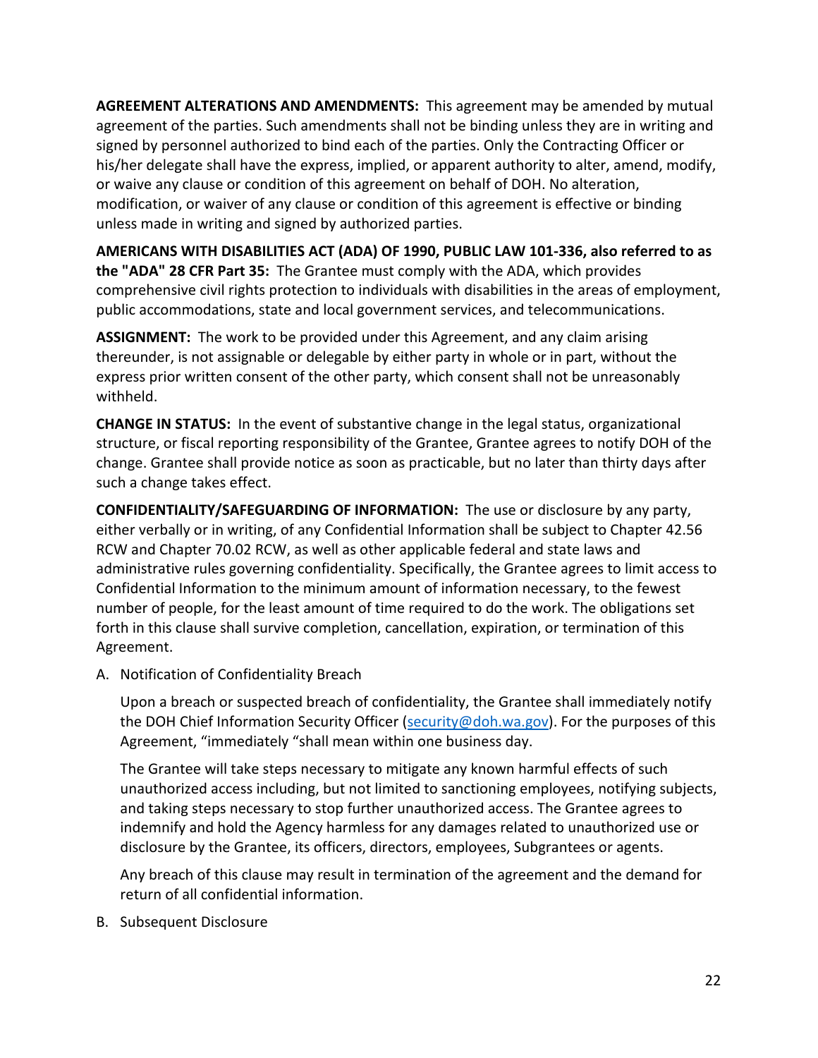**AGREEMENT ALTERATIONS AND AMENDMENTS:** This agreement may be amended by mutual agreement of the parties. Such amendments shall not be binding unless they are in writing and signed by personnel authorized to bind each of the parties. Only the Contracting Officer or his/her delegate shall have the express, implied, or apparent authority to alter, amend, modify, or waive any clause or condition of this agreement on behalf of DOH. No alteration, modification, or waiver of any clause or condition of this agreement is effective or binding unless made in writing and signed by authorized parties.

**AMERICANS WITH DISABILITIES ACT (ADA) OF 1990, PUBLIC LAW 101-336, also referred to as the "ADA" 28 CFR Part 35:** The Grantee must comply with the ADA, which provides comprehensive civil rights protection to individuals with disabilities in the areas of employment, public accommodations, state and local government services, and telecommunications.

**ASSIGNMENT:** The work to be provided under this Agreement, and any claim arising thereunder, is not assignable or delegable by either party in whole or in part, without the express prior written consent of the other party, which consent shall not be unreasonably withheld.

**CHANGE IN STATUS:** In the event of substantive change in the legal status, organizational structure, or fiscal reporting responsibility of the Grantee, Grantee agrees to notify DOH of the change. Grantee shall provide notice as soon as practicable, but no later than thirty days after such a change takes effect.

**CONFIDENTIALITY/SAFEGUARDING OF INFORMATION:** The use or disclosure by any party, either verbally or in writing, of any Confidential Information shall be subject to Chapter 42.56 RCW and Chapter 70.02 RCW, as well as other applicable federal and state laws and administrative rules governing confidentiality. Specifically, the Grantee agrees to limit access to Confidential Information to the minimum amount of information necessary, to the fewest number of people, for the least amount of time required to do the work. The obligations set forth in this clause shall survive completion, cancellation, expiration, or termination of this Agreement.

A. Notification of Confidentiality Breach

   Upon a breach or suspected breach of confidentiality, the Grantee shall immediately notify the DOH Chief Information Security Officer (security@doh.wa.gov). For the purposes of this Agreement, "immediately "shall mean within one business day.

   The Grantee will take steps necessary to mitigate any known harmful effects of such unauthorized access including, but not limited to sanctioning employees, notifying subjects, and taking steps necessary to stop further unauthorized access. The Grantee agrees to indemnify and hold the Agency harmless for any damages related to unauthorized use or disclosure by the Grantee, its officers, directors, employees, Subgrantees or agents.

   Any breach of this clause may result in termination of the agreement and the demand for return of all confidential information.

B. Subsequent Disclosure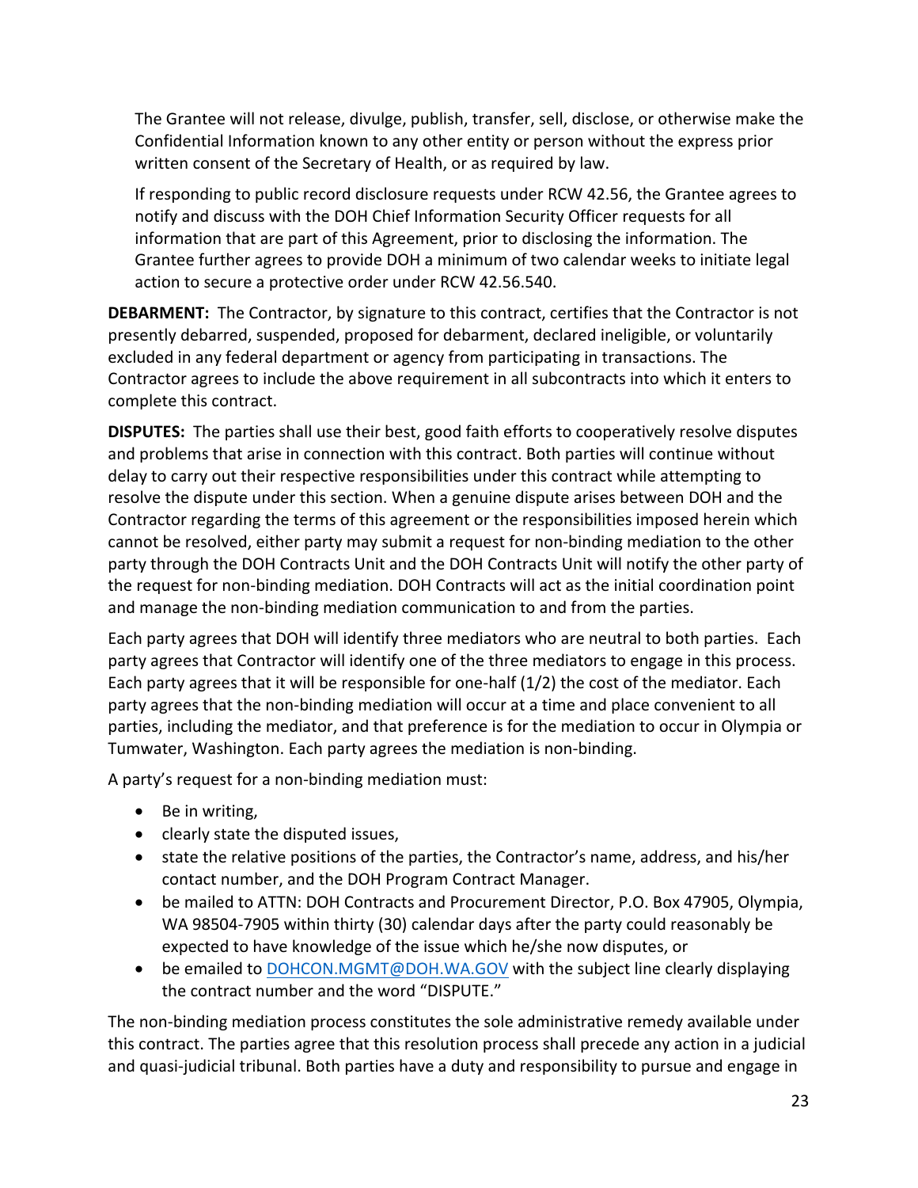The Grantee will not release, divulge, publish, transfer, sell, disclose, or otherwise make the Confidential Information known to any other entity or person without the express prior written consent of the Secretary of Health, or as required by law.

If responding to public record disclosure requests under RCW 42.56, the Grantee agrees to notify and discuss with the DOH Chief Information Security Officer requests for all information that are part of this Agreement, prior to disclosing the information. The Grantee further agrees to provide DOH a minimum of two calendar weeks to initiate legal action to secure a protective order under RCW 42.56.540.

**DEBARMENT:** The Contractor, by signature to this contract, certifies that the Contractor is not presently debarred, suspended, proposed for debarment, declared ineligible, or voluntarily excluded in any federal department or agency from participating in transactions. The Contractor agrees to include the above requirement in all subcontracts into which it enters to complete this contract.

**DISPUTES:** The parties shall use their best, good faith efforts to cooperatively resolve disputes and problems that arise in connection with this contract. Both parties will continue without delay to carry out their respective responsibilities under this contract while attempting to resolve the dispute under this section. When a genuine dispute arises between DOH and the Contractor regarding the terms of this agreement or the responsibilities imposed herein which cannot be resolved, either party may submit a request for non-binding mediation to the other party through the DOH Contracts Unit and the DOH Contracts Unit will notify the other party of the request for non-binding mediation. DOH Contracts will act as the initial coordination point and manage the non-binding mediation communication to and from the parties.

Each party agrees that DOH will identify three mediators who are neutral to both parties. Each party agrees that Contractor will identify one of the three mediators to engage in this process. Each party agrees that it will be responsible for one-half (1/2) the cost of the mediator. Each party agrees that the non-binding mediation will occur at a time and place convenient to all parties, including the mediator, and that preference is for the mediation to occur in Olympia or Tumwater, Washington. Each party agrees the mediation is non-binding.

A party's request for a non-binding mediation must:

- Be in writing,
- clearly state the disputed issues,
- state the relative positions of the parties, the Contractor's name, address, and his/her contact number, and the DOH Program Contract Manager.
- be mailed to ATTN: DOH Contracts and Procurement Director, P.O. Box 47905, Olympia, WA 98504-7905 within thirty (30) calendar days after the party could reasonably be expected to have knowledge of the issue which he/she now disputes, or
- be emailed to DOHCON.MGMT@DOH.WA.GOV with the subject line clearly displaying the contract number and the word "DISPUTE."

The non-binding mediation process constitutes the sole administrative remedy available under this contract. The parties agree that this resolution process shall precede any action in a judicial and quasi-judicial tribunal. Both parties have a duty and responsibility to pursue and engage in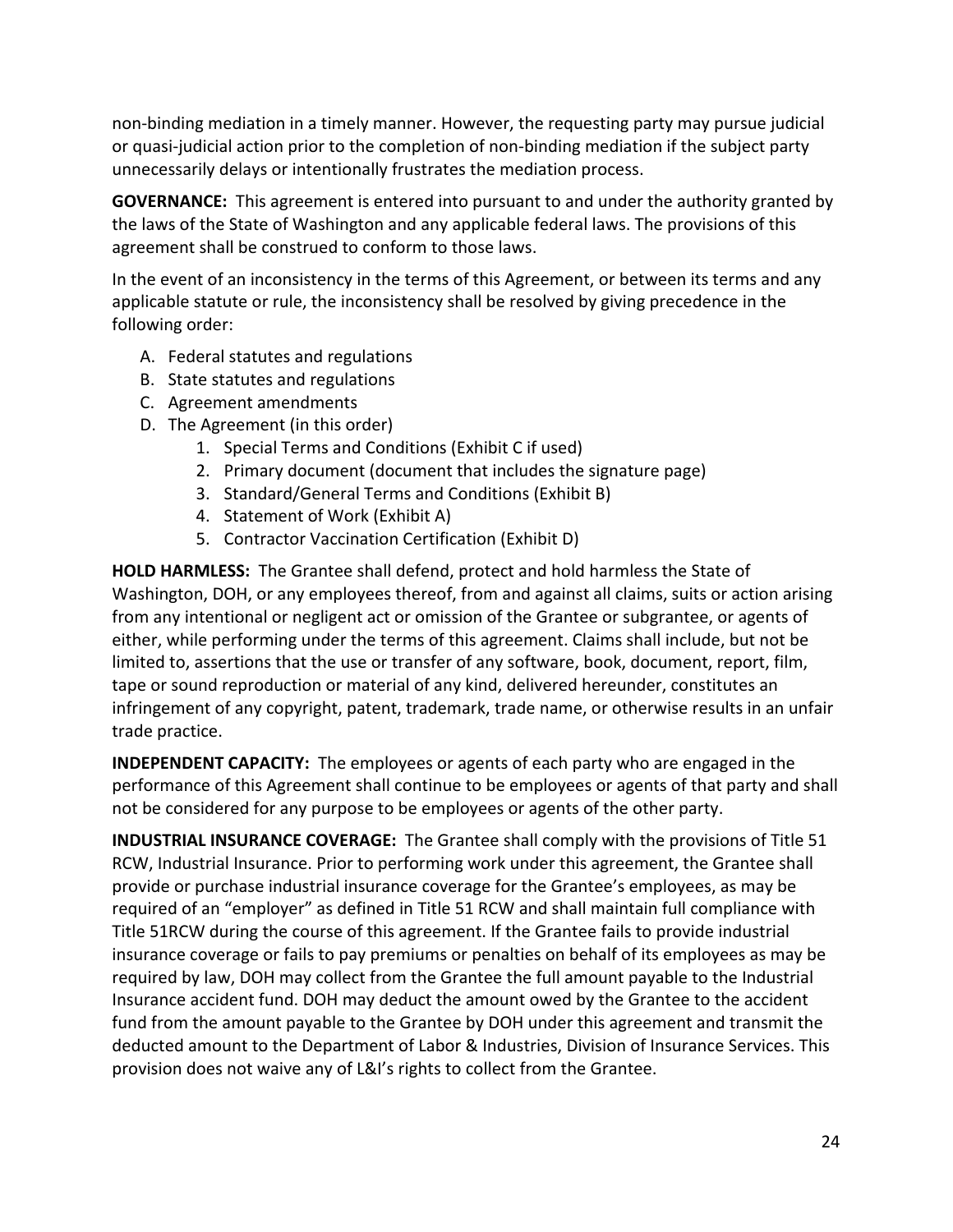non-binding mediation in a timely manner. However, the requesting party may pursue judicial or quasi-judicial action prior to the completion of non-binding mediation if the subject party unnecessarily delays or intentionally frustrates the mediation process.

**GOVERNANCE:** This agreement is entered into pursuant to and under the authority granted by the laws of the State of Washington and any applicable federal laws. The provisions of this agreement shall be construed to conform to those laws.

In the event of an inconsistency in the terms of this Agreement, or between its terms and any applicable statute or rule, the inconsistency shall be resolved by giving precedence in the following order:

A. Federal statutes and regulations
B. State statutes and regulations
C. Agreement amendments
D. The Agreement (in this order)
    1. Special Terms and Conditions (Exhibit C if used)
    2. Primary document (document that includes the signature page)
    3. Standard/General Terms and Conditions (Exhibit B)
    4. Statement of Work (Exhibit A)
    5. Contractor Vaccination Certification (Exhibit D)

**HOLD HARMLESS:** The Grantee shall defend, protect and hold harmless the State of Washington, DOH, or any employees thereof, from and against all claims, suits or action arising from any intentional or negligent act or omission of the Grantee or subgrantee, or agents of either, while performing under the terms of this agreement. Claims shall include, but not be limited to, assertions that the use or transfer of any software, book, document, report, film, tape or sound reproduction or material of any kind, delivered hereunder, constitutes an infringement of any copyright, patent, trademark, trade name, or otherwise results in an unfair trade practice.

**INDEPENDENT CAPACITY:** The employees or agents of each party who are engaged in the performance of this Agreement shall continue to be employees or agents of that party and shall not be considered for any purpose to be employees or agents of the other party.

**INDUSTRIAL INSURANCE COVERAGE:** The Grantee shall comply with the provisions of Title 51 RCW, Industrial Insurance. Prior to performing work under this agreement, the Grantee shall provide or purchase industrial insurance coverage for the Grantee's employees, as may be required of an "employer" as defined in Title 51 RCW and shall maintain full compliance with Title 51RCW during the course of this agreement. If the Grantee fails to provide industrial insurance coverage or fails to pay premiums or penalties on behalf of its employees as may be required by law, DOH may collect from the Grantee the full amount payable to the Industrial Insurance accident fund. DOH may deduct the amount owed by the Grantee to the accident fund from the amount payable to the Grantee by DOH under this agreement and transmit the deducted amount to the Department of Labor & Industries, Division of Insurance Services. This provision does not waive any of L&I's rights to collect from the Grantee.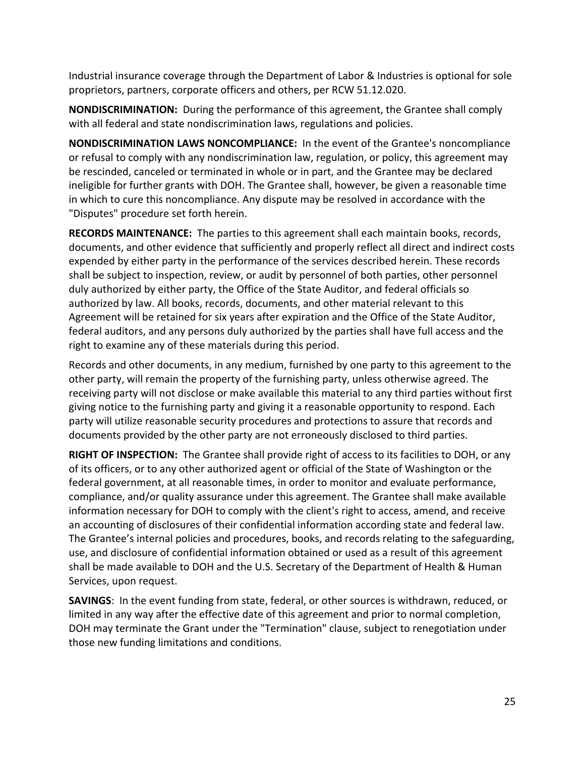Industrial insurance coverage through the Department of Labor & Industries is optional for sole proprietors, partners, corporate officers and others, per RCW 51.12.020.

**NONDISCRIMINATION:** During the performance of this agreement, the Grantee shall comply with all federal and state nondiscrimination laws, regulations and policies.

**NONDISCRIMINATION LAWS NONCOMPLIANCE:** In the event of the Grantee's noncompliance or refusal to comply with any nondiscrimination law, regulation, or policy, this agreement may be rescinded, canceled or terminated in whole or in part, and the Grantee may be declared ineligible for further grants with DOH. The Grantee shall, however, be given a reasonable time in which to cure this noncompliance. Any dispute may be resolved in accordance with the "Disputes" procedure set forth herein.

**RECORDS MAINTENANCE:** The parties to this agreement shall each maintain books, records, documents, and other evidence that sufficiently and properly reflect all direct and indirect costs expended by either party in the performance of the services described herein. These records shall be subject to inspection, review, or audit by personnel of both parties, other personnel duly authorized by either party, the Office of the State Auditor, and federal officials so authorized by law. All books, records, documents, and other material relevant to this Agreement will be retained for six years after expiration and the Office of the State Auditor, federal auditors, and any persons duly authorized by the parties shall have full access and the right to examine any of these materials during this period.

Records and other documents, in any medium, furnished by one party to this agreement to the other party, will remain the property of the furnishing party, unless otherwise agreed. The receiving party will not disclose or make available this material to any third parties without first giving notice to the furnishing party and giving it a reasonable opportunity to respond. Each party will utilize reasonable security procedures and protections to assure that records and documents provided by the other party are not erroneously disclosed to third parties.

**RIGHT OF INSPECTION:** The Grantee shall provide right of access to its facilities to DOH, or any of its officers, or to any other authorized agent or official of the State of Washington or the federal government, at all reasonable times, in order to monitor and evaluate performance, compliance, and/or quality assurance under this agreement. The Grantee shall make available information necessary for DOH to comply with the client's right to access, amend, and receive an accounting of disclosures of their confidential information according state and federal law. The Grantee's internal policies and procedures, books, and records relating to the safeguarding, use, and disclosure of confidential information obtained or used as a result of this agreement shall be made available to DOH and the U.S. Secretary of the Department of Health & Human Services, upon request.

**SAVINGS**: In the event funding from state, federal, or other sources is withdrawn, reduced, or limited in any way after the effective date of this agreement and prior to normal completion, DOH may terminate the Grant under the "Termination" clause, subject to renegotiation under those new funding limitations and conditions.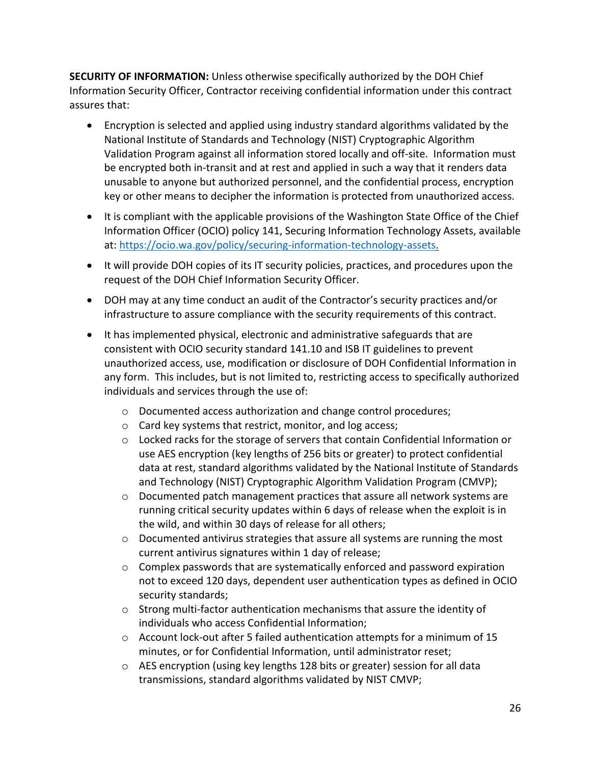**SECURITY OF INFORMATION:** Unless otherwise specifically authorized by the DOH Chief Information Security Officer, Contractor receiving confidential information under this contract assures that:

- Encryption is selected and applied using industry standard algorithms validated by the National Institute of Standards and Technology (NIST) Cryptographic Algorithm Validation Program against all information stored locally and off-site. Information must be encrypted both in-transit and at rest and applied in such a way that it renders data unusable to anyone but authorized personnel, and the confidential process, encryption key or other means to decipher the information is protected from unauthorized access.
- It is compliant with the applicable provisions of the Washington State Office of the Chief Information Officer (OCIO) policy 141, Securing Information Technology Assets, available at: [https://ocio.wa.gov/policy/securing-information-technology-assets](https://ocio.wa.gov/policy/securing-information-technology-assets).
- It will provide DOH copies of its IT security policies, practices, and procedures upon the request of the DOH Chief Information Security Officer.
- DOH may at any time conduct an audit of the Contractor's security practices and/or infrastructure to assure compliance with the security requirements of this contract.
- It has implemented physical, electronic and administrative safeguards that are consistent with OCIO security standard 141.10 and ISB IT guidelines to prevent unauthorized access, use, modification or disclosure of DOH Confidential Information in any form. This includes, but is not limited to, restricting access to specifically authorized individuals and services through the use of:
    - Documented access authorization and change control procedures;
    - Card key systems that restrict, monitor, and log access;
    - Locked racks for the storage of servers that contain Confidential Information or use AES encryption (key lengths of 256 bits or greater) to protect confidential data at rest, standard algorithms validated by the National Institute of Standards and Technology (NIST) Cryptographic Algorithm Validation Program (CMVP);
    - Documented patch management practices that assure all network systems are running critical security updates within 6 days of release when the exploit is in the wild, and within 30 days of release for all others;
    - Documented antivirus strategies that assure all systems are running the most current antivirus signatures within 1 day of release;
    - Complex passwords that are systematically enforced and password expiration not to exceed 120 days, dependent user authentication types as defined in OCIO security standards;
    - Strong multi-factor authentication mechanisms that assure the identity of individuals who access Confidential Information;
    - Account lock-out after 5 failed authentication attempts for a minimum of 15 minutes, or for Confidential Information, until administrator reset;
    - AES encryption (using key lengths 128 bits or greater) session for all data transmissions, standard algorithms validated by NIST CMVP;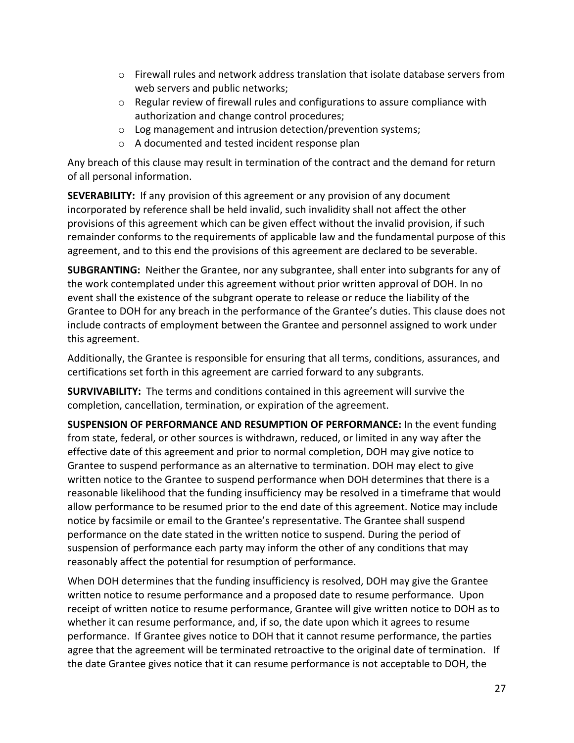- Firewall rules and network address translation that isolate database servers from web servers and public networks;
- Regular review of firewall rules and configurations to assure compliance with authorization and change control procedures;
- Log management and intrusion detection/prevention systems;
- A documented and tested incident response plan

Any breach of this clause may result in termination of the contract and the demand for return of all personal information.

**SEVERABILITY:** If any provision of this agreement or any provision of any document incorporated by reference shall be held invalid, such invalidity shall not affect the other provisions of this agreement which can be given effect without the invalid provision, if such remainder conforms to the requirements of applicable law and the fundamental purpose of this agreement, and to this end the provisions of this agreement are declared to be severable.

**SUBGRANTING:** Neither the Grantee, nor any subgrantee, shall enter into subgrants for any of the work contemplated under this agreement without prior written approval of DOH. In no event shall the existence of the subgrant operate to release or reduce the liability of the Grantee to DOH for any breach in the performance of the Grantee's duties. This clause does not include contracts of employment between the Grantee and personnel assigned to work under this agreement.

Additionally, the Grantee is responsible for ensuring that all terms, conditions, assurances, and certifications set forth in this agreement are carried forward to any subgrants.

**SURVIVABILITY:** The terms and conditions contained in this agreement will survive the completion, cancellation, termination, or expiration of the agreement.

**SUSPENSION OF PERFORMANCE AND RESUMPTION OF PERFORMANCE:** In the event funding from state, federal, or other sources is withdrawn, reduced, or limited in any way after the effective date of this agreement and prior to normal completion, DOH may give notice to Grantee to suspend performance as an alternative to termination. DOH may elect to give written notice to the Grantee to suspend performance when DOH determines that there is a reasonable likelihood that the funding insufficiency may be resolved in a timeframe that would allow performance to be resumed prior to the end date of this agreement. Notice may include notice by facsimile or email to the Grantee's representative. The Grantee shall suspend performance on the date stated in the written notice to suspend. During the period of suspension of performance each party may inform the other of any conditions that may reasonably affect the potential for resumption of performance.

When DOH determines that the funding insufficiency is resolved, DOH may give the Grantee written notice to resume performance and a proposed date to resume performance. Upon receipt of written notice to resume performance, Grantee will give written notice to DOH as to whether it can resume performance, and, if so, the date upon which it agrees to resume performance. If Grantee gives notice to DOH that it cannot resume performance, the parties agree that the agreement will be terminated retroactive to the original date of termination. If the date Grantee gives notice that it can resume performance is not acceptable to DOH, the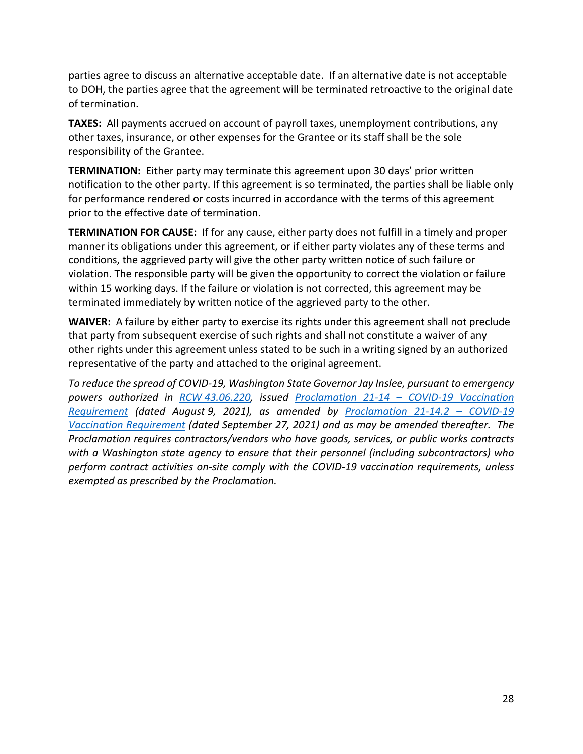parties agree to discuss an alternative acceptable date. If an alternative date is not acceptable to DOH, the parties agree that the agreement will be terminated retroactive to the original date of termination.

**TAXES:** All payments accrued on account of payroll taxes, unemployment contributions, any other taxes, insurance, or other expenses for the Grantee or its staff shall be the sole responsibility of the Grantee.

**TERMINATION:** Either party may terminate this agreement upon 30 days' prior written notification to the other party. If this agreement is so terminated, the parties shall be liable only for performance rendered or costs incurred in accordance with the terms of this agreement prior to the effective date of termination.

**TERMINATION FOR CAUSE:** If for any cause, either party does not fulfill in a timely and proper manner its obligations under this agreement, or if either party violates any of these terms and conditions, the aggrieved party will give the other party written notice of such failure or violation. The responsible party will be given the opportunity to correct the violation or failure within 15 working days. If the failure or violation is not corrected, this agreement may be terminated immediately by written notice of the aggrieved party to the other.

**WAIVER:** A failure by either party to exercise its rights under this agreement shall not preclude that party from subsequent exercise of such rights and shall not constitute a waiver of any other rights under this agreement unless stated to be such in a writing signed by an authorized representative of the party and attached to the original agreement.

*To reduce the spread of COVID-19, Washington State Governor Jay Inslee, pursuant to emergency powers authorized in RCW 43.06.220, issued Proclamation 21-14 – COVID-19 Vaccination Requirement (dated August 9, 2021), as amended by Proclamation 21-14.2 – COVID-19 Vaccination Requirement (dated September 27, 2021) and as may be amended thereafter. The Proclamation requires contractors/vendors who have goods, services, or public works contracts with a Washington state agency to ensure that their personnel (including subcontractors) who perform contract activities on-site comply with the COVID-19 vaccination requirements, unless exempted as prescribed by the Proclamation.*